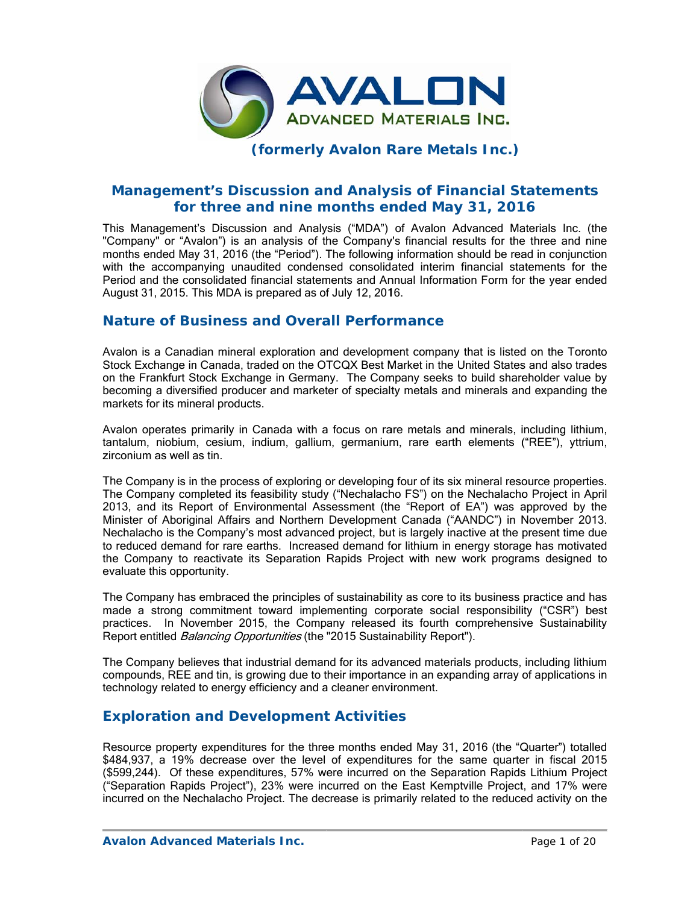# AVALON ADVANCED MATERIALS INC.

**(formerly Avalon Rare Metals Inc.)**

## Management's Discussion and Analysis of Financial Statements for three and nine months ended May 31, 2016

This Management's Discussion and Analysis ("MDA") of Avalon Advanced Materials Inc. (the "Company" or "Avalon") is an analysis of the Company's financial results for the three and nine months ended May 31, 2016 (the "Period"). The following information should be read in conjunction with the accompanying unaudited condensed consolidated interim financial statements for the Period and the consolidated financial statements and Annual Information Form for the year ended August 31, 2015. This MDA is prepared as of July 12, 2016.

## Nature of Business and Overall Performance

Avalon is a Canadian mineral exploration and development company that is listed on the Toronto Stock Exchange in Canada, traded on the OTCQX Best Market in the United States and also trades on the Frankfurt Stock Exchange in Germany. The Company seeks to build shareholder value by becoming a diversified producer and marketer of specialty metals and minerals and expanding the markets for its mineral products.

Avalon operates primarily in Canada with a focus on rare metals and minerals, including lithium, tantalum, niobium, cesium, indium, gallium, germanium, rare earth elements ("REE"), yttrium, zirconium as well as tin.

The Company is in the process of exploring or developing four of its six mineral resource properties. The Company completed its feasibility study ("Nechalacho FS") on the Nechalacho Project in April 2013, and its Report of Environmental Assessment (the "Report of EA") was approved by the Minister of Aboriginal Affairs and Northern Development Canada ("AANDC") in November 2013. Nechalacho is the Company's most advanced project, but is largely inactive at the present time due to reduced demand for rare earths. Increased demand for lithium in energy storage has motivated the Company to reactivate its Separation Rapids Project with new work programs designed to evaluate this opportunity.

The Company has embraced the principles of sustainability as core to its business practice and has made a strong commitment toward implementing corporate social responsibility ("CSR") best practices. In November 2015, the Company released its fourth comprehensive Sustainability Report entitled *Balancing Opportunities* (the "2015 Sustainability Report").

The Company believes that industrial demand for its advanced materials products, including lithium compounds, REE and tin, is growing due to their importance in an expanding array of applications in technology related to energy efficiency and a cleaner environment.

## Exploration and Development Activities

Resource property expenditures for the three months ended May 31, 2016 (the "Quarter") totalled $484,937, a 19% decrease over the level of expenditures for the same quarter in fiscal 2015 ($599,244). Of these expenditures, 57% were incurred on the Separation Rapids Lithium Project ("Separation Rapids Project"), 23% were incurred on the East Kemptville Project, and 17% were incurred on the Nechalacho Project. The decrease is primarily related to the reduced activity on the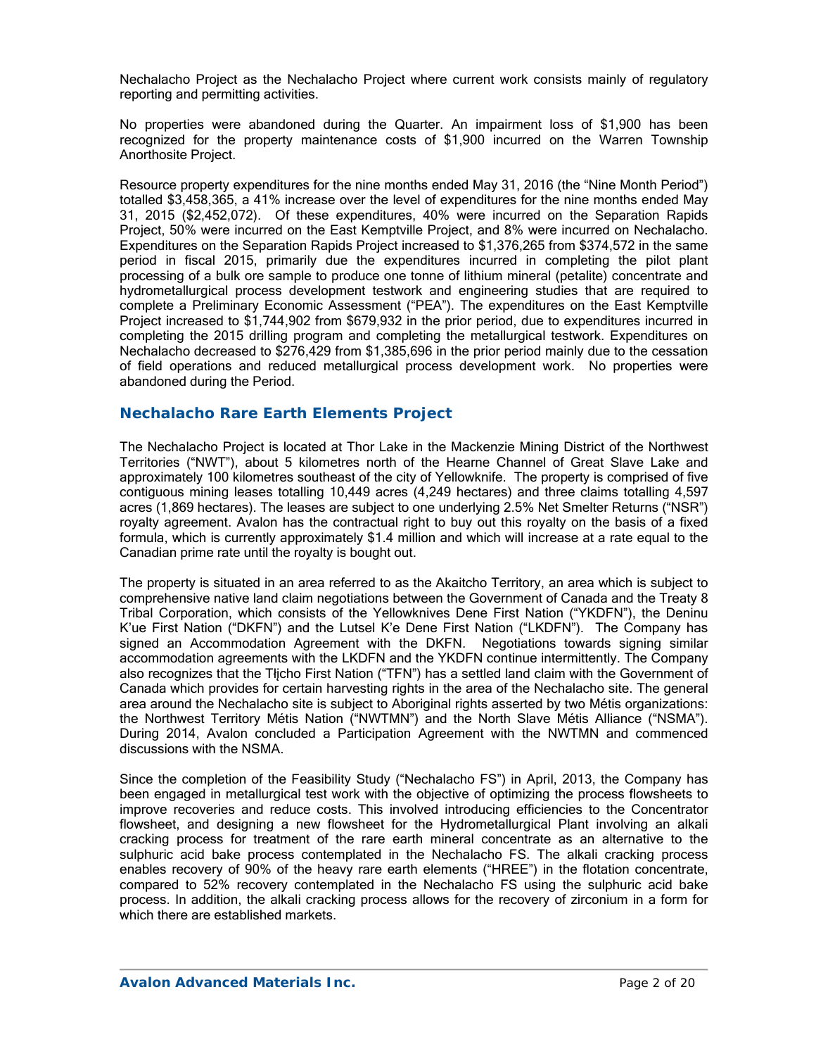Nechalacho Project as the Nechalacho Project where current work consists mainly of regulatory reporting and permitting activities.

No properties were abandoned during the Quarter. An impairment loss of $1,900 has been recognized for the property maintenance costs of $1,900 incurred on the Warren Township Anorthosite Project.

Resource property expenditures for the nine months ended May 31, 2016 (the "Nine Month Period") totalled $3,458,365, a 41% increase over the level of expenditures for the nine months ended May 31, 2015 ($2,452,072). Of these expenditures, 40% were incurred on the Separation Rapids Project, 50% were incurred on the East Kemptville Project, and 8% were incurred on Nechalacho. Expenditures on the Separation Rapids Project increased to $1,376,265 from $374,572 in the same period in fiscal 2015, primarily due the expenditures incurred in completing the pilot plant processing of a bulk ore sample to produce one tonne of lithium mineral (petalite) concentrate and hydrometallurgical process development testwork and engineering studies that are required to complete a Preliminary Economic Assessment ("PEA"). The expenditures on the East Kemptville Project increased to $1,744,902 from $679,932 in the prior period, due to expenditures incurred in completing the 2015 drilling program and completing the metallurgical testwork. Expenditures on Nechalacho decreased to $276,429 from $1,385,696 in the prior period mainly due to the cessation of field operations and reduced metallurgical process development work. No properties were abandoned during the Period.

## Nechalacho Rare Earth Elements Project

The Nechalacho Project is located at Thor Lake in the Mackenzie Mining District of the Northwest Territories ("NWT"), about 5 kilometres north of the Hearne Channel of Great Slave Lake and approximately 100 kilometres southeast of the city of Yellowknife. The property is comprised of five contiguous mining leases totalling 10,449 acres (4,249 hectares) and three claims totalling 4,597 acres (1,869 hectares). The leases are subject to one underlying 2.5% Net Smelter Returns ("NSR") royalty agreement. Avalon has the contractual right to buy out this royalty on the basis of a fixed formula, which is currently approximately $1.4 million and which will increase at a rate equal to the Canadian prime rate until the royalty is bought out.

The property is situated in an area referred to as the Akaitcho Territory, an area which is subject to comprehensive native land claim negotiations between the Government of Canada and the Treaty 8 Tribal Corporation, which consists of the Yellowknives Dene First Nation ("YKDFN"), the Deninu K'ue First Nation ("DKFN") and the Lutsel K'e Dene First Nation ("LKDFN"). The Company has signed an Accommodation Agreement with the DKFN. Negotiations towards signing similar accommodation agreements with the LKDFN and the YKDFN continue intermittently. The Company also recognizes that the Tłįcho First Nation ("TFN") has a settled land claim with the Government of Canada which provides for certain harvesting rights in the area of the Nechalacho site. The general area around the Nechalacho site is subject to Aboriginal rights asserted by two Métis organizations: the Northwest Territory Métis Nation ("NWTMN") and the North Slave Métis Alliance ("NSMA"). During 2014, Avalon concluded a Participation Agreement with the NWTMN and commenced discussions with the NSMA.

Since the completion of the Feasibility Study ("Nechalacho FS") in April, 2013, the Company has been engaged in metallurgical test work with the objective of optimizing the process flowsheets to improve recoveries and reduce costs. This involved introducing efficiencies to the Concentrator flowsheet, and designing a new flowsheet for the Hydrometallurgical Plant involving an alkali cracking process for treatment of the rare earth mineral concentrate as an alternative to the sulphuric acid bake process contemplated in the Nechalacho FS. The alkali cracking process enables recovery of 90% of the heavy rare earth elements ("HREE") in the flotation concentrate, compared to 52% recovery contemplated in the Nechalacho FS using the sulphuric acid bake process. In addition, the alkali cracking process allows for the recovery of zirconium in a form for which there are established markets.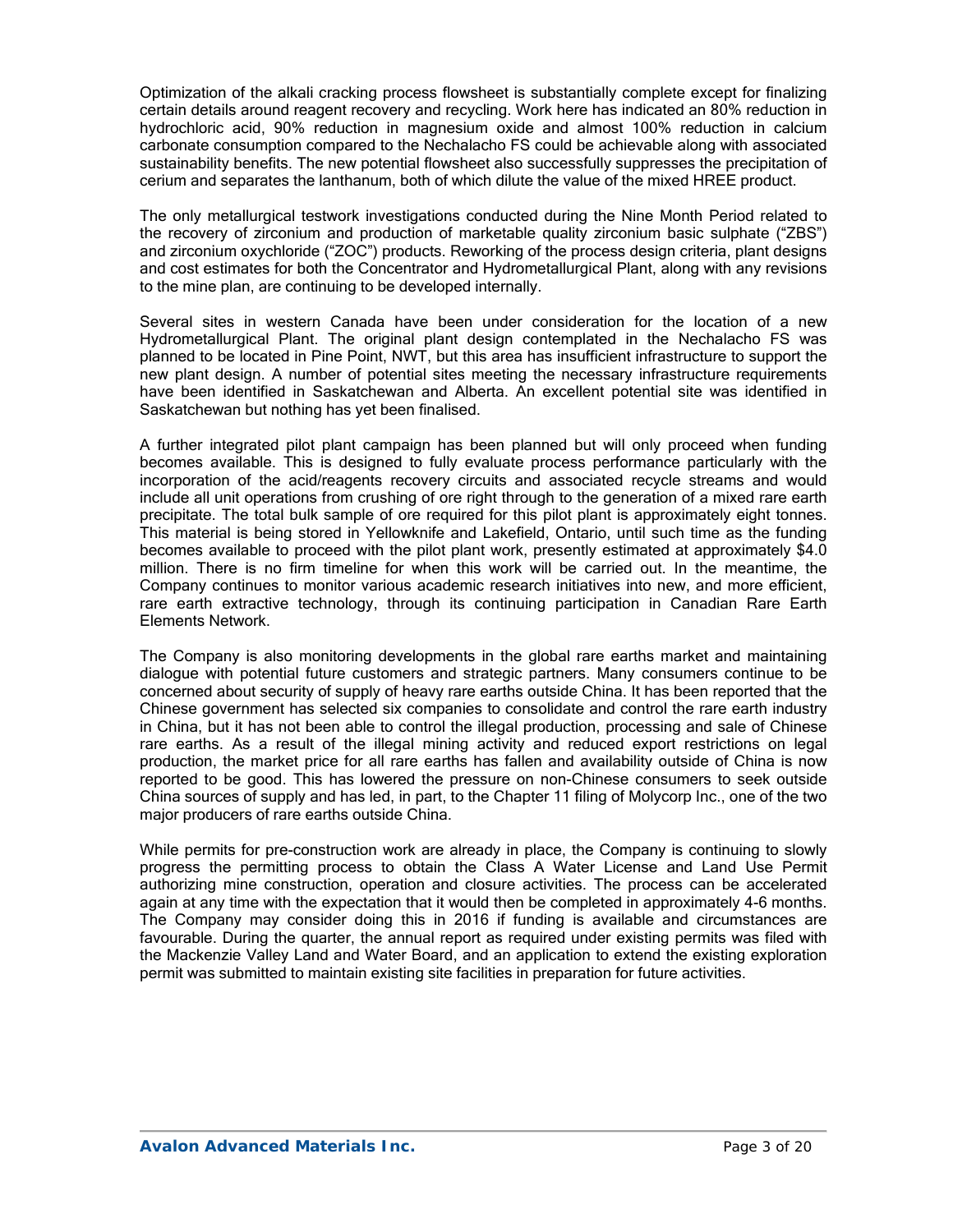Optimization of the alkali cracking process flowsheet is substantially complete except for finalizing certain details around reagent recovery and recycling. Work here has indicated an 80% reduction in hydrochloric acid, 90% reduction in magnesium oxide and almost 100% reduction in calcium carbonate consumption compared to the Nechalacho FS could be achievable along with associated sustainability benefits. The new potential flowsheet also successfully suppresses the precipitation of cerium and separates the lanthanum, both of which dilute the value of the mixed HREE product.

The only metallurgical testwork investigations conducted during the Nine Month Period related to the recovery of zirconium and production of marketable quality zirconium basic sulphate ("ZBS") and zirconium oxychloride ("ZOC") products. Reworking of the process design criteria, plant designs and cost estimates for both the Concentrator and Hydrometallurgical Plant, along with any revisions to the mine plan, are continuing to be developed internally.

Several sites in western Canada have been under consideration for the location of a new Hydrometallurgical Plant. The original plant design contemplated in the Nechalacho FS was planned to be located in Pine Point, NWT, but this area has insufficient infrastructure to support the new plant design. A number of potential sites meeting the necessary infrastructure requirements have been identified in Saskatchewan and Alberta. An excellent potential site was identified in Saskatchewan but nothing has yet been finalised.

A further integrated pilot plant campaign has been planned but will only proceed when funding becomes available. This is designed to fully evaluate process performance particularly with the incorporation of the acid/reagents recovery circuits and associated recycle streams and would include all unit operations from crushing of ore right through to the generation of a mixed rare earth precipitate. The total bulk sample of ore required for this pilot plant is approximately eight tonnes. This material is being stored in Yellowknife and Lakefield, Ontario, until such time as the funding becomes available to proceed with the pilot plant work, presently estimated at approximately $4.0 million. There is no firm timeline for when this work will be carried out. In the meantime, the Company continues to monitor various academic research initiatives into new, and more efficient, rare earth extractive technology, through its continuing participation in Canadian Rare Earth Elements Network.

The Company is also monitoring developments in the global rare earths market and maintaining dialogue with potential future customers and strategic partners. Many consumers continue to be concerned about security of supply of heavy rare earths outside China. It has been reported that the Chinese government has selected six companies to consolidate and control the rare earth industry in China, but it has not been able to control the illegal production, processing and sale of Chinese rare earths. As a result of the illegal mining activity and reduced export restrictions on legal production, the market price for all rare earths has fallen and availability outside of China is now reported to be good. This has lowered the pressure on non-Chinese consumers to seek outside China sources of supply and has led, in part, to the Chapter 11 filing of Molycorp Inc., one of the two major producers of rare earths outside China.

While permits for pre-construction work are already in place, the Company is continuing to slowly progress the permitting process to obtain the Class A Water License and Land Use Permit authorizing mine construction, operation and closure activities. The process can be accelerated again at any time with the expectation that it would then be completed in approximately 4-6 months. The Company may consider doing this in 2016 if funding is available and circumstances are favourable. During the quarter, the annual report as required under existing permits was filed with the Mackenzie Valley Land and Water Board, and an application to extend the existing exploration permit was submitted to maintain existing site facilities in preparation for future activities.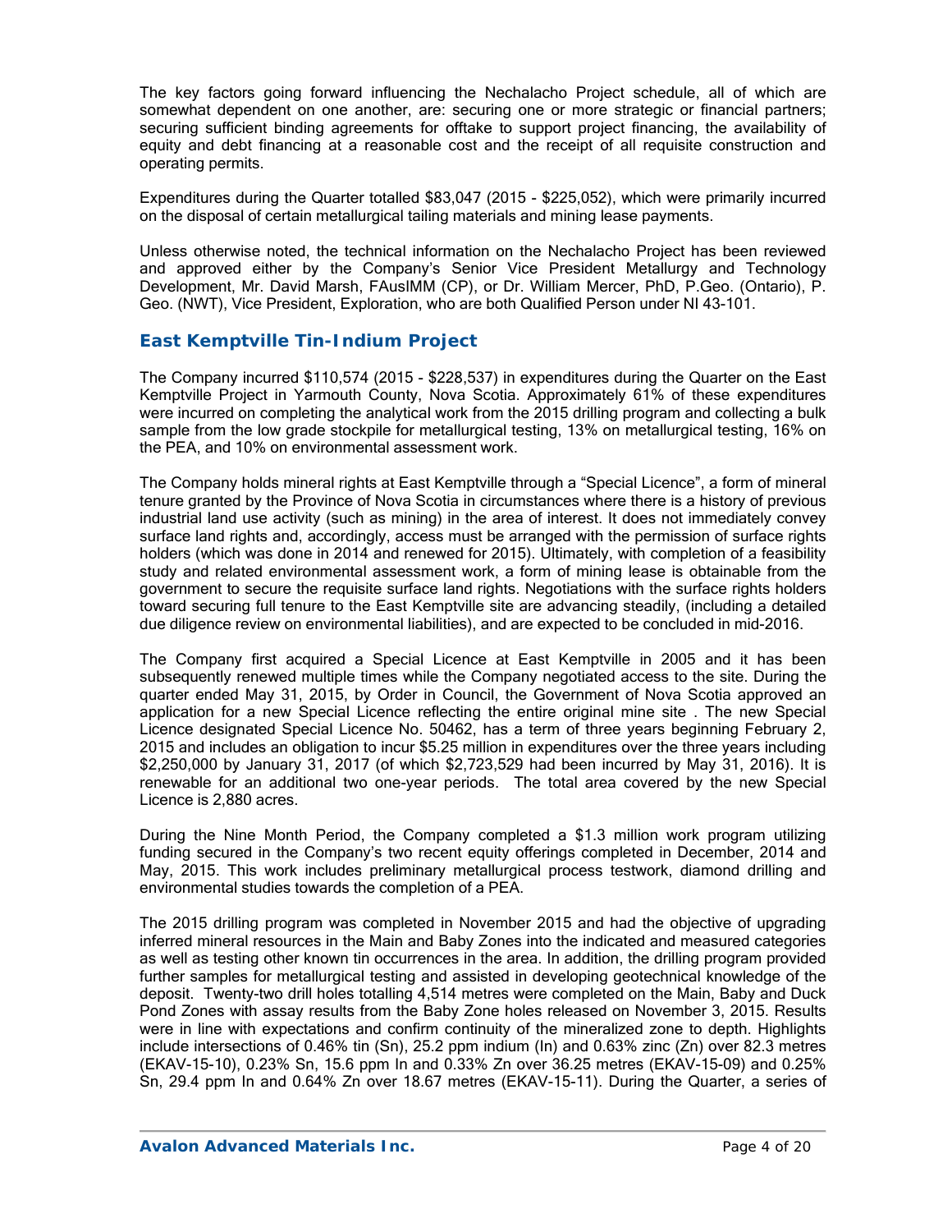The key factors going forward influencing the Nechalacho Project schedule, all of which are somewhat dependent on one another, are: securing one or more strategic or financial partners; securing sufficient binding agreements for offtake to support project financing, the availability of equity and debt financing at a reasonable cost and the receipt of all requisite construction and operating permits.

Expenditures during the Quarter totalled $83,047 (2015 - $225,052), which were primarily incurred on the disposal of certain metallurgical tailing materials and mining lease payments.

Unless otherwise noted, the technical information on the Nechalacho Project has been reviewed and approved either by the Company's Senior Vice President Metallurgy and Technology Development, Mr. David Marsh, FAusIMM (CP), or Dr. William Mercer, PhD, P.Geo. (Ontario), P. Geo. (NWT), Vice President, Exploration, who are both Qualified Person under NI 43-101.

## East Kemptville Tin-Indium Project

The Company incurred $110,574 (2015 - $228,537) in expenditures during the Quarter on the East Kemptville Project in Yarmouth County, Nova Scotia. Approximately 61% of these expenditures were incurred on completing the analytical work from the 2015 drilling program and collecting a bulk sample from the low grade stockpile for metallurgical testing, 13% on metallurgical testing, 16% on the PEA, and 10% on environmental assessment work.

The Company holds mineral rights at East Kemptville through a "Special Licence", a form of mineral tenure granted by the Province of Nova Scotia in circumstances where there is a history of previous industrial land use activity (such as mining) in the area of interest. It does not immediately convey surface land rights and, accordingly, access must be arranged with the permission of surface rights holders (which was done in 2014 and renewed for 2015). Ultimately, with completion of a feasibility study and related environmental assessment work, a form of mining lease is obtainable from the government to secure the requisite surface land rights. Negotiations with the surface rights holders toward securing full tenure to the East Kemptville site are advancing steadily, (including a detailed due diligence review on environmental liabilities), and are expected to be concluded in mid-2016.

The Company first acquired a Special Licence at East Kemptville in 2005 and it has been subsequently renewed multiple times while the Company negotiated access to the site. During the quarter ended May 31, 2015, by Order in Council, the Government of Nova Scotia approved an application for a new Special Licence reflecting the entire original mine site . The new Special Licence designated Special Licence No. 50462, has a term of three years beginning February 2, 2015 and includes an obligation to incur $5.25 million in expenditures over the three years including $2,250,000 by January 31, 2017 (of which $2,723,529 had been incurred by May 31, 2016). It is renewable for an additional two one-year periods. The total area covered by the new Special Licence is 2,880 acres.

During the Nine Month Period, the Company completed a $1.3 million work program utilizing funding secured in the Company's two recent equity offerings completed in December, 2014 and May, 2015. This work includes preliminary metallurgical process testwork, diamond drilling and environmental studies towards the completion of a PEA.

The 2015 drilling program was completed in November 2015 and had the objective of upgrading inferred mineral resources in the Main and Baby Zones into the indicated and measured categories as well as testing other known tin occurrences in the area. In addition, the drilling program provided further samples for metallurgical testing and assisted in developing geotechnical knowledge of the deposit. Twenty-two drill holes totalling 4,514 metres were completed on the Main, Baby and Duck Pond Zones with assay results from the Baby Zone holes released on November 3, 2015. Results were in line with expectations and confirm continuity of the mineralized zone to depth. Highlights include intersections of 0.46% tin (Sn), 25.2 ppm indium (In) and 0.63% zinc (Zn) over 82.3 metres (EKAV-15-10), 0.23% Sn, 15.6 ppm In and 0.33% Zn over 36.25 metres (EKAV-15-09) and 0.25% Sn, 29.4 ppm In and 0.64% Zn over 18.67 metres (EKAV-15-11). During the Quarter, a series of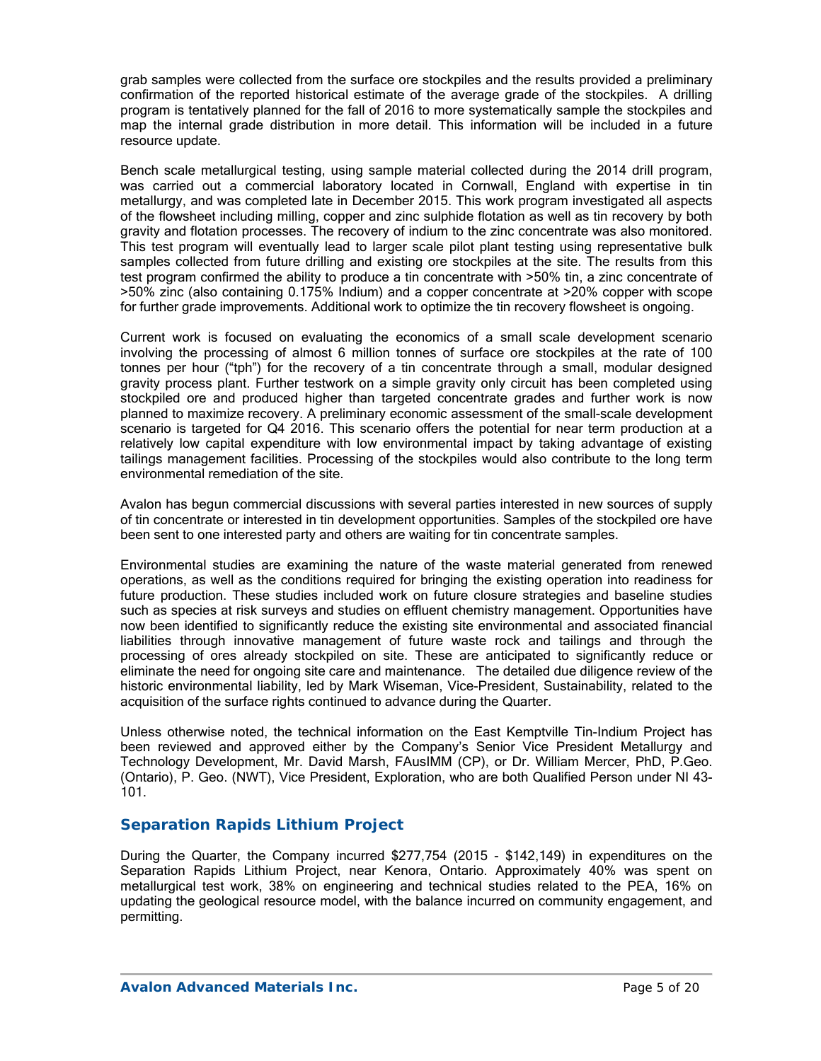grab samples were collected from the surface ore stockpiles and the results provided a preliminary confirmation of the reported historical estimate of the average grade of the stockpiles. A drilling program is tentatively planned for the fall of 2016 to more systematically sample the stockpiles and map the internal grade distribution in more detail. This information will be included in a future resource update.

Bench scale metallurgical testing, using sample material collected during the 2014 drill program, was carried out a commercial laboratory located in Cornwall, England with expertise in tin metallurgy, and was completed late in December 2015. This work program investigated all aspects of the flowsheet including milling, copper and zinc sulphide flotation as well as tin recovery by both gravity and flotation processes. The recovery of indium to the zinc concentrate was also monitored. This test program will eventually lead to larger scale pilot plant testing using representative bulk samples collected from future drilling and existing ore stockpiles at the site. The results from this test program confirmed the ability to produce a tin concentrate with >50% tin, a zinc concentrate of >50% zinc (also containing 0.175% Indium) and a copper concentrate at >20% copper with scope for further grade improvements. Additional work to optimize the tin recovery flowsheet is ongoing.

Current work is focused on evaluating the economics of a small scale development scenario involving the processing of almost 6 million tonnes of surface ore stockpiles at the rate of 100 tonnes per hour ("tph") for the recovery of a tin concentrate through a small, modular designed gravity process plant. Further testwork on a simple gravity only circuit has been completed using stockpiled ore and produced higher than targeted concentrate grades and further work is now planned to maximize recovery. A preliminary economic assessment of the small-scale development scenario is targeted for Q4 2016. This scenario offers the potential for near term production at a relatively low capital expenditure with low environmental impact by taking advantage of existing tailings management facilities. Processing of the stockpiles would also contribute to the long term environmental remediation of the site.

Avalon has begun commercial discussions with several parties interested in new sources of supply of tin concentrate or interested in tin development opportunities. Samples of the stockpiled ore have been sent to one interested party and others are waiting for tin concentrate samples.

Environmental studies are examining the nature of the waste material generated from renewed operations, as well as the conditions required for bringing the existing operation into readiness for future production. These studies included work on future closure strategies and baseline studies such as species at risk surveys and studies on effluent chemistry management. Opportunities have now been identified to significantly reduce the existing site environmental and associated financial liabilities through innovative management of future waste rock and tailings and through the processing of ores already stockpiled on site. These are anticipated to significantly reduce or eliminate the need for ongoing site care and maintenance. The detailed due diligence review of the historic environmental liability, led by Mark Wiseman, Vice-President, Sustainability, related to the acquisition of the surface rights continued to advance during the Quarter.

Unless otherwise noted, the technical information on the East Kemptville Tin-Indium Project has been reviewed and approved either by the Company's Senior Vice President Metallurgy and Technology Development, Mr. David Marsh, FAusIMM (CP), or Dr. William Mercer, PhD, P.Geo. (Ontario), P. Geo. (NWT), Vice President, Exploration, who are both Qualified Person under NI 43-101.

## Separation Rapids Lithium Project

During the Quarter, the Company incurred $277,754 (2015 - $142,149) in expenditures on the Separation Rapids Lithium Project, near Kenora, Ontario. Approximately 40% was spent on metallurgical test work, 38% on engineering and technical studies related to the PEA, 16% on updating the geological resource model, with the balance incurred on community engagement, and permitting.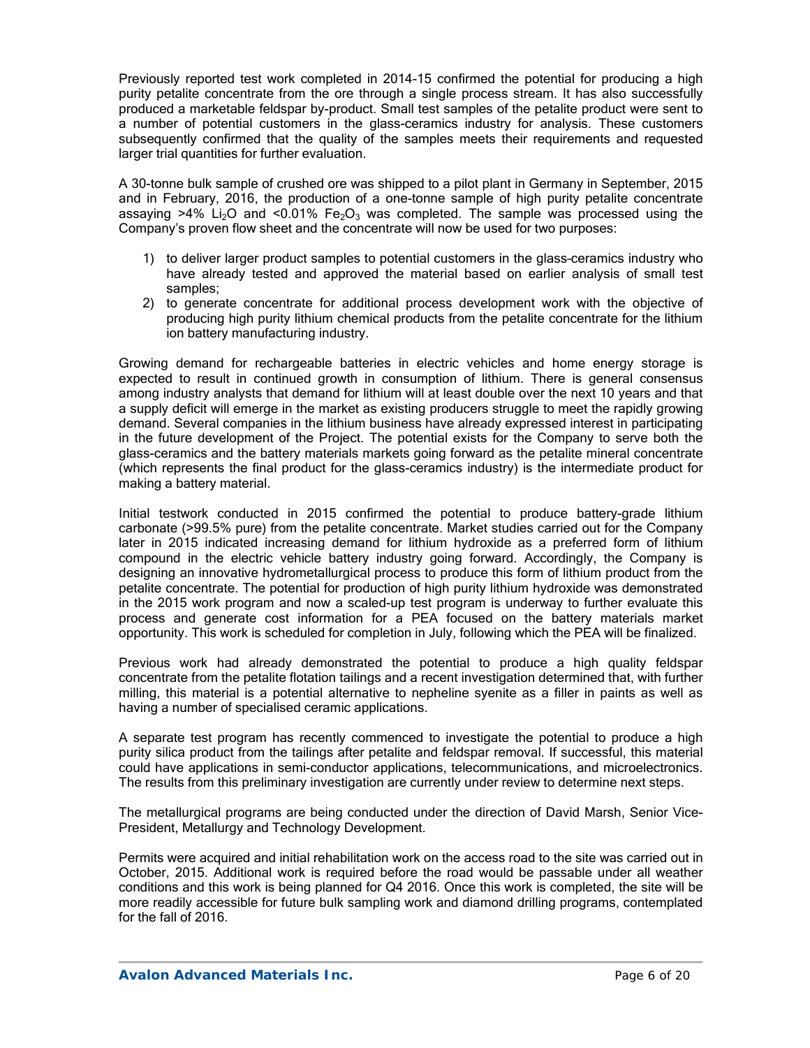Previously reported test work completed in 2014-15 confirmed the potential for producing a high purity petalite concentrate from the ore through a single process stream. It has also successfully produced a marketable feldspar by-product. Small test samples of the petalite product were sent to a number of potential customers in the glass-ceramics industry for analysis. These customers subsequently confirmed that the quality of the samples meets their requirements and requested larger trial quantities for further evaluation.

A 30-tonne bulk sample of crushed ore was shipped to a pilot plant in Germany in September, 2015 and in February, 2016, the production of a one-tonne sample of high purity petalite concentrate assaying >4% $Li_2O$ and <0.01% $Fe_2O_3$ was completed. The sample was processed using the Company's proven flow sheet and the concentrate will now be used for two purposes:

1) to deliver larger product samples to potential customers in the glass-ceramics industry who have already tested and approved the material based on earlier analysis of small test samples;
2) to generate concentrate for additional process development work with the objective of producing high purity lithium chemical products from the petalite concentrate for the lithium ion battery manufacturing industry.

Growing demand for rechargeable batteries in electric vehicles and home energy storage is expected to result in continued growth in consumption of lithium. There is general consensus among industry analysts that demand for lithium will at least double over the next 10 years and that a supply deficit will emerge in the market as existing producers struggle to meet the rapidly growing demand. Several companies in the lithium business have already expressed interest in participating in the future development of the Project. The potential exists for the Company to serve both the glass-ceramics and the battery materials markets going forward as the petalite mineral concentrate (which represents the final product for the glass-ceramics industry) is the intermediate product for making a battery material.

Initial testwork conducted in 2015 confirmed the potential to produce battery-grade lithium carbonate (>99.5% pure) from the petalite concentrate. Market studies carried out for the Company later in 2015 indicated increasing demand for lithium hydroxide as a preferred form of lithium compound in the electric vehicle battery industry going forward. Accordingly, the Company is designing an innovative hydrometallurgical process to produce this form of lithium product from the petalite concentrate. The potential for production of high purity lithium hydroxide was demonstrated in the 2015 work program and now a scaled-up test program is underway to further evaluate this process and generate cost information for a PEA focused on the battery materials market opportunity. This work is scheduled for completion in July, following which the PEA will be finalized.

Previous work had already demonstrated the potential to produce a high quality feldspar concentrate from the petalite flotation tailings and a recent investigation determined that, with further milling, this material is a potential alternative to nepheline syenite as a filler in paints as well as having a number of specialised ceramic applications.

A separate test program has recently commenced to investigate the potential to produce a high purity silica product from the tailings after petalite and feldspar removal. If successful, this material could have applications in semi-conductor applications, telecommunications, and microelectronics. The results from this preliminary investigation are currently under review to determine next steps.

The metallurgical programs are being conducted under the direction of David Marsh, Senior Vice-President, Metallurgy and Technology Development.

Permits were acquired and initial rehabilitation work on the access road to the site was carried out in October, 2015. Additional work is required before the road would be passable under all weather conditions and this work is being planned for Q4 2016. Once this work is completed, the site will be more readily accessible for future bulk sampling work and diamond drilling programs, contemplated for the fall of 2016.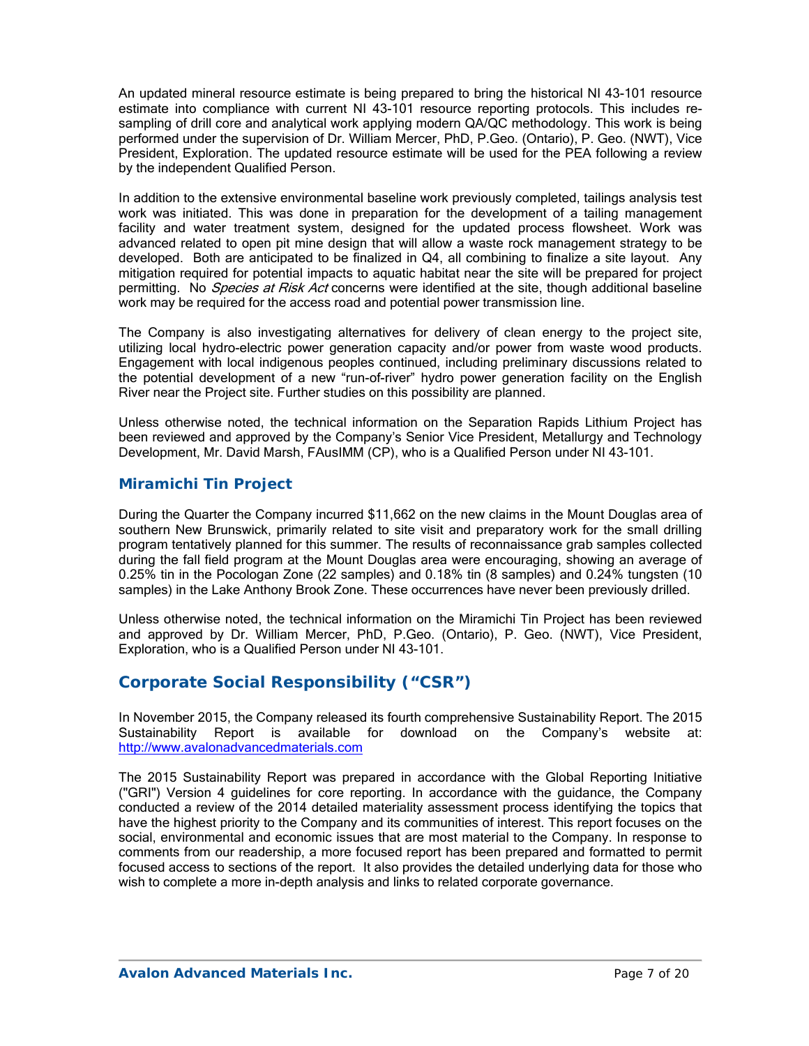An updated mineral resource estimate is being prepared to bring the historical NI 43-101 resource estimate into compliance with current NI 43-101 resource reporting protocols. This includes re-sampling of drill core and analytical work applying modern QA/QC methodology. This work is being performed under the supervision of Dr. William Mercer, PhD, P.Geo. (Ontario), P. Geo. (NWT), Vice President, Exploration. The updated resource estimate will be used for the PEA following a review by the independent Qualified Person.

In addition to the extensive environmental baseline work previously completed, tailings analysis test work was initiated. This was done in preparation for the development of a tailing management facility and water treatment system, designed for the updated process flowsheet. Work was advanced related to open pit mine design that will allow a waste rock management strategy to be developed. Both are anticipated to be finalized in Q4, all combining to finalize a site layout. Any mitigation required for potential impacts to aquatic habitat near the site will be prepared for project permitting. No *Species at Risk Act* concerns were identified at the site, though additional baseline work may be required for the access road and potential power transmission line.

The Company is also investigating alternatives for delivery of clean energy to the project site, utilizing local hydro-electric power generation capacity and/or power from waste wood products. Engagement with local indigenous peoples continued, including preliminary discussions related to the potential development of a new "run-of-river" hydro power generation facility on the English River near the Project site. Further studies on this possibility are planned.

Unless otherwise noted, the technical information on the Separation Rapids Lithium Project has been reviewed and approved by the Company's Senior Vice President, Metallurgy and Technology Development, Mr. David Marsh, FAusIMM (CP), who is a Qualified Person under NI 43-101.

### Miramichi Tin Project

During the Quarter the Company incurred $11,662 on the new claims in the Mount Douglas area of southern New Brunswick, primarily related to site visit and preparatory work for the small drilling program tentatively planned for this summer. The results of reconnaissance grab samples collected during the fall field program at the Mount Douglas area were encouraging, showing an average of 0.25% tin in the Pocologan Zone (22 samples) and 0.18% tin (8 samples) and 0.24% tungsten (10 samples) in the Lake Anthony Brook Zone. These occurrences have never been previously drilled.

Unless otherwise noted, the technical information on the Miramichi Tin Project has been reviewed and approved by Dr. William Mercer, PhD, P.Geo. (Ontario), P. Geo. (NWT), Vice President, Exploration, who is a Qualified Person under NI 43-101.

## Corporate Social Responsibility ("CSR")

In November 2015, the Company released its fourth comprehensive Sustainability Report. The 2015 Sustainability Report is available for download on the Company's website at: http://www.avalonadvancedmaterials.com

The 2015 Sustainability Report was prepared in accordance with the Global Reporting Initiative ("GRI") Version 4 guidelines for core reporting. In accordance with the guidance, the Company conducted a review of the 2014 detailed materiality assessment process identifying the topics that have the highest priority to the Company and its communities of interest. This report focuses on the social, environmental and economic issues that are most material to the Company. In response to comments from our readership, a more focused report has been prepared and formatted to permit focused access to sections of the report. It also provides the detailed underlying data for those who wish to complete a more in-depth analysis and links to related corporate governance.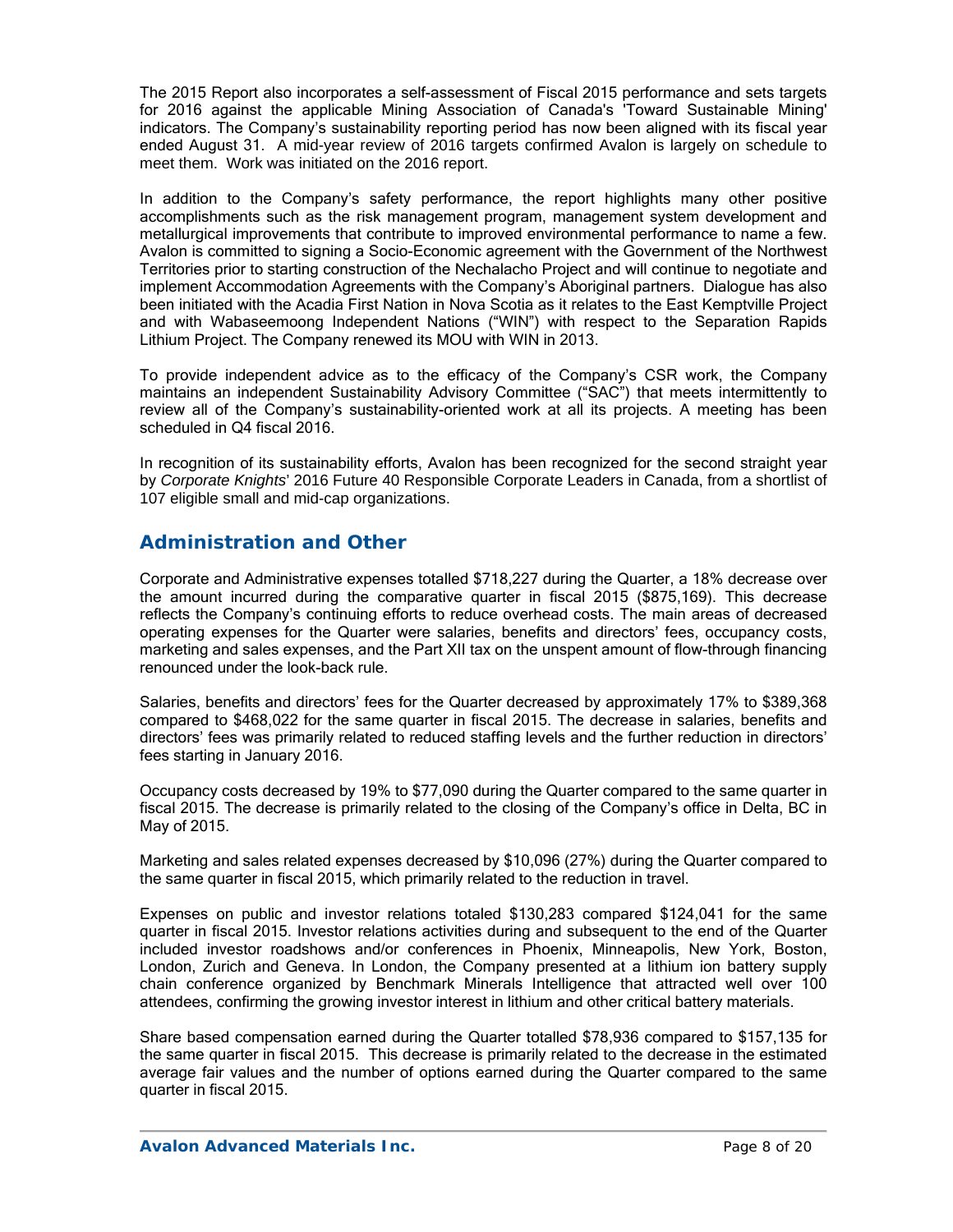The 2015 Report also incorporates a self-assessment of Fiscal 2015 performance and sets targets for 2016 against the applicable Mining Association of Canada's 'Toward Sustainable Mining' indicators. The Company's sustainability reporting period has now been aligned with its fiscal year ended August 31. A mid-year review of 2016 targets confirmed Avalon is largely on schedule to meet them. Work was initiated on the 2016 report.

In addition to the Company's safety performance, the report highlights many other positive accomplishments such as the risk management program, management system development and metallurgical improvements that contribute to improved environmental performance to name a few. Avalon is committed to signing a Socio-Economic agreement with the Government of the Northwest Territories prior to starting construction of the Nechalacho Project and will continue to negotiate and implement Accommodation Agreements with the Company's Aboriginal partners. Dialogue has also been initiated with the Acadia First Nation in Nova Scotia as it relates to the East Kemptville Project and with Wabaseemoong Independent Nations ("WIN") with respect to the Separation Rapids Lithium Project. The Company renewed its MOU with WIN in 2013.

To provide independent advice as to the efficacy of the Company's CSR work, the Company maintains an independent Sustainability Advisory Committee ("SAC") that meets intermittently to review all of the Company's sustainability-oriented work at all its projects. A meeting has been scheduled in Q4 fiscal 2016.

In recognition of its sustainability efforts, Avalon has been recognized for the second straight year by *Corporate Knights*' 2016 Future 40 Responsible Corporate Leaders in Canada, from a shortlist of 107 eligible small and mid-cap organizations.

## Administration and Other

Corporate and Administrative expenses totalled $718,227 during the Quarter, a 18% decrease over the amount incurred during the comparative quarter in fiscal 2015 ($875,169). This decrease reflects the Company's continuing efforts to reduce overhead costs. The main areas of decreased operating expenses for the Quarter were salaries, benefits and directors' fees, occupancy costs, marketing and sales expenses, and the Part XII tax on the unspent amount of flow-through financing renounced under the look-back rule.

Salaries, benefits and directors' fees for the Quarter decreased by approximately 17% to $389,368 compared to $468,022 for the same quarter in fiscal 2015. The decrease in salaries, benefits and directors' fees was primarily related to reduced staffing levels and the further reduction in directors' fees starting in January 2016.

Occupancy costs decreased by 19% to $77,090 during the Quarter compared to the same quarter in fiscal 2015. The decrease is primarily related to the closing of the Company's office in Delta, BC in May of 2015.

Marketing and sales related expenses decreased by $10,096 (27%) during the Quarter compared to the same quarter in fiscal 2015, which primarily related to the reduction in travel.

Expenses on public and investor relations totaled $130,283 compared $124,041 for the same quarter in fiscal 2015. Investor relations activities during and subsequent to the end of the Quarter included investor roadshows and/or conferences in Phoenix, Minneapolis, New York, Boston, London, Zurich and Geneva. In London, the Company presented at a lithium ion battery supply chain conference organized by Benchmark Minerals Intelligence that attracted well over 100 attendees, confirming the growing investor interest in lithium and other critical battery materials.

Share based compensation earned during the Quarter totalled $78,936 compared to $157,135 for the same quarter in fiscal 2015. This decrease is primarily related to the decrease in the estimated average fair values and the number of options earned during the Quarter compared to the same quarter in fiscal 2015.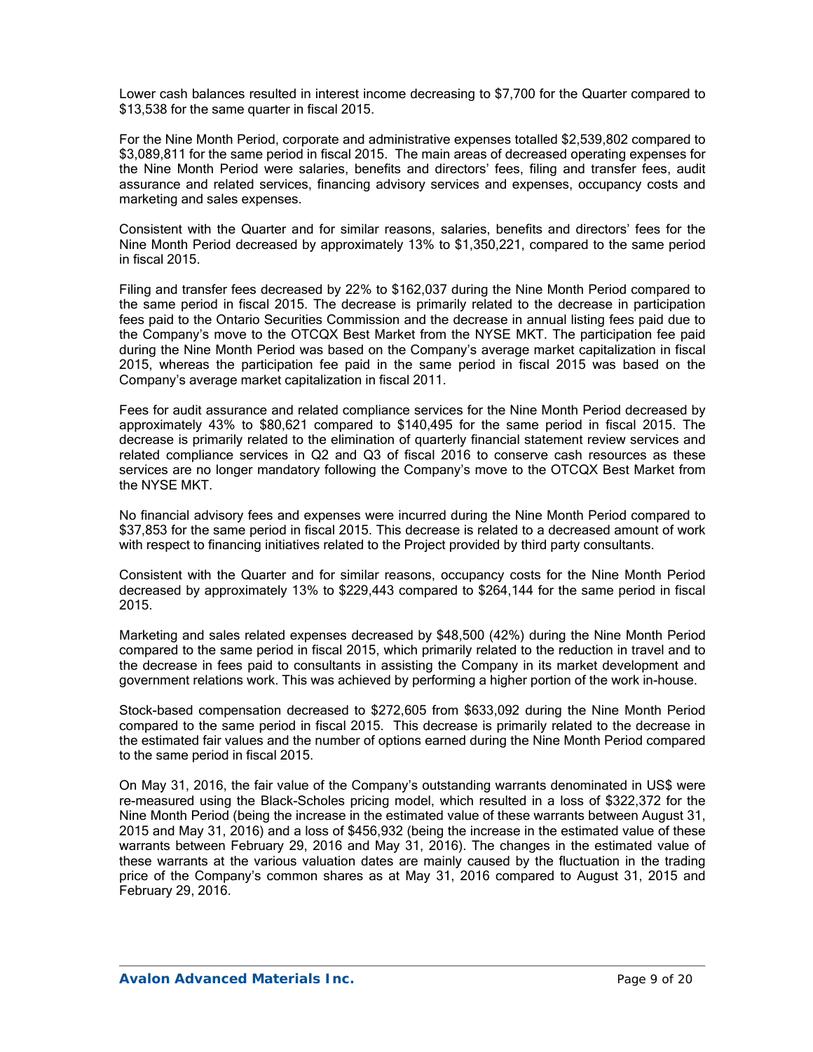Lower cash balances resulted in interest income decreasing to $7,700 for the Quarter compared to $13,538 for the same quarter in fiscal 2015.

For the Nine Month Period, corporate and administrative expenses totalled $2,539,802 compared to $3,089,811 for the same period in fiscal 2015. The main areas of decreased operating expenses for the Nine Month Period were salaries, benefits and directors' fees, filing and transfer fees, audit assurance and related services, financing advisory services and expenses, occupancy costs and marketing and sales expenses.

Consistent with the Quarter and for similar reasons, salaries, benefits and directors' fees for the Nine Month Period decreased by approximately 13% to $1,350,221, compared to the same period in fiscal 2015.

Filing and transfer fees decreased by 22% to $162,037 during the Nine Month Period compared to the same period in fiscal 2015. The decrease is primarily related to the decrease in participation fees paid to the Ontario Securities Commission and the decrease in annual listing fees paid due to the Company's move to the OTCQX Best Market from the NYSE MKT. The participation fee paid during the Nine Month Period was based on the Company's average market capitalization in fiscal 2015, whereas the participation fee paid in the same period in fiscal 2015 was based on the Company's average market capitalization in fiscal 2011.

Fees for audit assurance and related compliance services for the Nine Month Period decreased by approximately 43% to $80,621 compared to $140,495 for the same period in fiscal 2015. The decrease is primarily related to the elimination of quarterly financial statement review services and related compliance services in Q2 and Q3 of fiscal 2016 to conserve cash resources as these services are no longer mandatory following the Company's move to the OTCQX Best Market from the NYSE MKT.

No financial advisory fees and expenses were incurred during the Nine Month Period compared to $37,853 for the same period in fiscal 2015. This decrease is related to a decreased amount of work with respect to financing initiatives related to the Project provided by third party consultants.

Consistent with the Quarter and for similar reasons, occupancy costs for the Nine Month Period decreased by approximately 13% to $229,443 compared to $264,144 for the same period in fiscal 2015.

Marketing and sales related expenses decreased by $48,500 (42%) during the Nine Month Period compared to the same period in fiscal 2015, which primarily related to the reduction in travel and to the decrease in fees paid to consultants in assisting the Company in its market development and government relations work. This was achieved by performing a higher portion of the work in-house.

Stock-based compensation decreased to $272,605 from $633,092 during the Nine Month Period compared to the same period in fiscal 2015. This decrease is primarily related to the decrease in the estimated fair values and the number of options earned during the Nine Month Period compared to the same period in fiscal 2015.

On May 31, 2016, the fair value of the Company's outstanding warrants denominated in US$ were re-measured using the Black-Scholes pricing model, which resulted in a loss of $322,372 for the Nine Month Period (being the increase in the estimated value of these warrants between August 31, 2015 and May 31, 2016) and a loss of $456,932 (being the increase in the estimated value of these warrants between February 29, 2016 and May 31, 2016). The changes in the estimated value of these warrants at the various valuation dates are mainly caused by the fluctuation in the trading price of the Company's common shares as at May 31, 2016 compared to August 31, 2015 and February 29, 2016.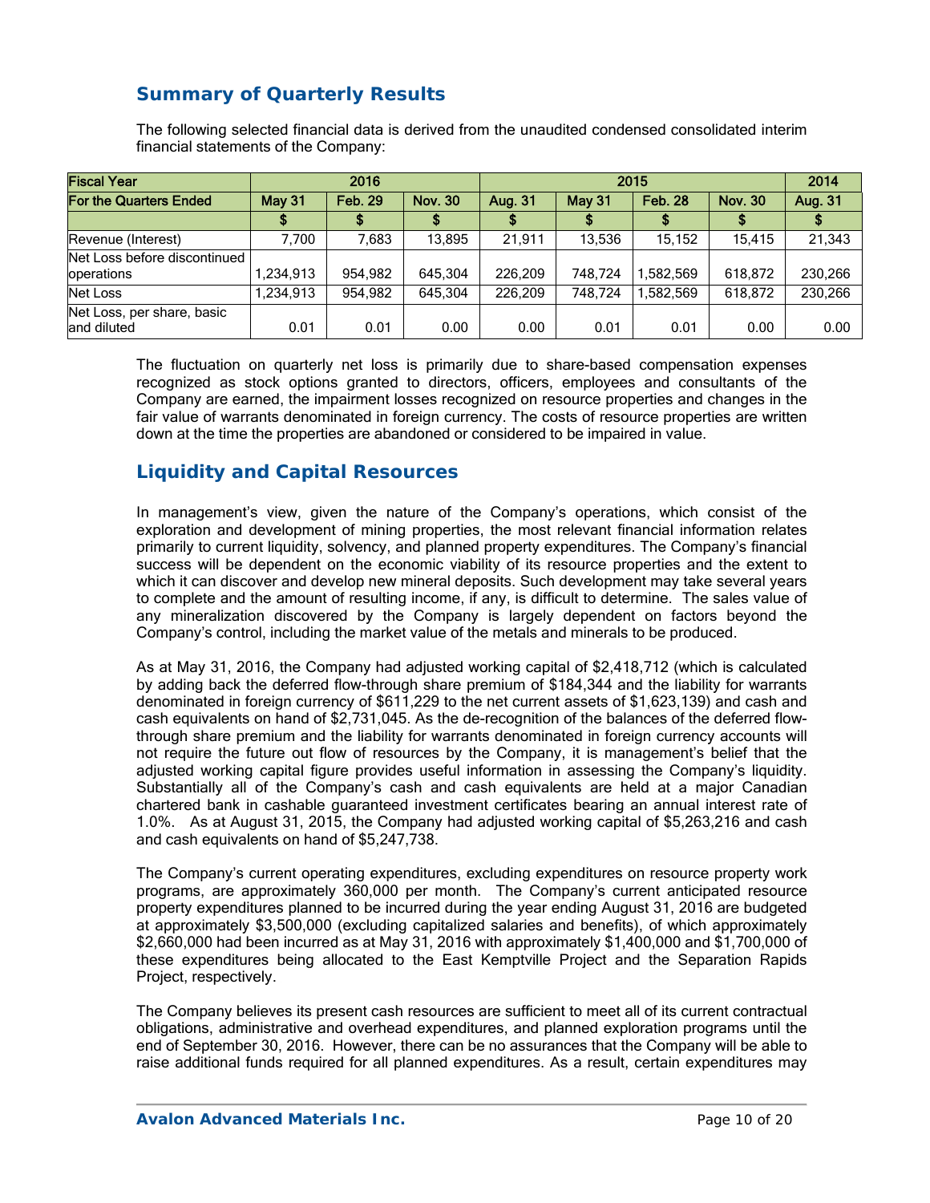## Summary of Quarterly Results

The following selected financial data is derived from the unaudited condensed consolidated interim financial statements of the Company:

| Fiscal Year | 2016 | | | 2015 | | | | 2014 |
|---|---|---|---|---|---|---|---|---|
| For the Quarters Ended | May 31 | Feb. 29 | Nov. 30 | Aug. 31 | May 31 | Feb. 28 | Nov. 30 | Aug. 31 |
| | $ | $ | $ | $ | $ | $ | $ | $ |
| Revenue (Interest) | 7,700 | 7,683 | 13,895 | 21,911 | 13,536 | 15,152 | 15,415 | 21,343 |
| Net Loss before discontinued operations | 1,234,913 | 954,982 | 645,304 | 226,209 | 748,724 | 1,582,569 | 618,872 | 230,266 |
| Net Loss | 1,234,913 | 954,982 | 645,304 | 226,209 | 748,724 | 1,582,569 | 618,872 | 230,266 |
| Net Loss, per share, basic and diluted | 0.01 | 0.01 | 0.00 | 0.00 | 0.01 | 0.01 | 0.00 | 0.00 |

The fluctuation on quarterly net loss is primarily due to share-based compensation expenses recognized as stock options granted to directors, officers, employees and consultants of the Company are earned, the impairment losses recognized on resource properties and changes in the fair value of warrants denominated in foreign currency. The costs of resource properties are written down at the time the properties are abandoned or considered to be impaired in value.

## Liquidity and Capital Resources

In management's view, given the nature of the Company's operations, which consist of the exploration and development of mining properties, the most relevant financial information relates primarily to current liquidity, solvency, and planned property expenditures. The Company's financial success will be dependent on the economic viability of its resource properties and the extent to which it can discover and develop new mineral deposits. Such development may take several years to complete and the amount of resulting income, if any, is difficult to determine. The sales value of any mineralization discovered by the Company is largely dependent on factors beyond the Company's control, including the market value of the metals and minerals to be produced.

As at May 31, 2016, the Company had adjusted working capital of $2,418,712 (which is calculated by adding back the deferred flow-through share premium of $184,344 and the liability for warrants denominated in foreign currency of $611,229 to the net current assets of $1,623,139) and cash and cash equivalents on hand of $2,731,045. As the de-recognition of the balances of the deferred flow-through share premium and the liability for warrants denominated in foreign currency accounts will not require the future out flow of resources by the Company, it is management's belief that the adjusted working capital figure provides useful information in assessing the Company's liquidity. Substantially all of the Company's cash and cash equivalents are held at a major Canadian chartered bank in cashable guaranteed investment certificates bearing an annual interest rate of 1.0%. As at August 31, 2015, the Company had adjusted working capital of $5,263,216 and cash and cash equivalents on hand of $5,247,738.

The Company's current operating expenditures, excluding expenditures on resource property work programs, are approximately 360,000 per month. The Company's current anticipated resource property expenditures planned to be incurred during the year ending August 31, 2016 are budgeted at approximately $3,500,000 (excluding capitalized salaries and benefits), of which approximately $2,660,000 had been incurred as at May 31, 2016 with approximately $1,400,000 and $1,700,000 of these expenditures being allocated to the East Kemptville Project and the Separation Rapids Project, respectively.

The Company believes its present cash resources are sufficient to meet all of its current contractual obligations, administrative and overhead expenditures, and planned exploration programs until the end of September 30, 2016. However, there can be no assurances that the Company will be able to raise additional funds required for all planned expenditures. As a result, certain expenditures may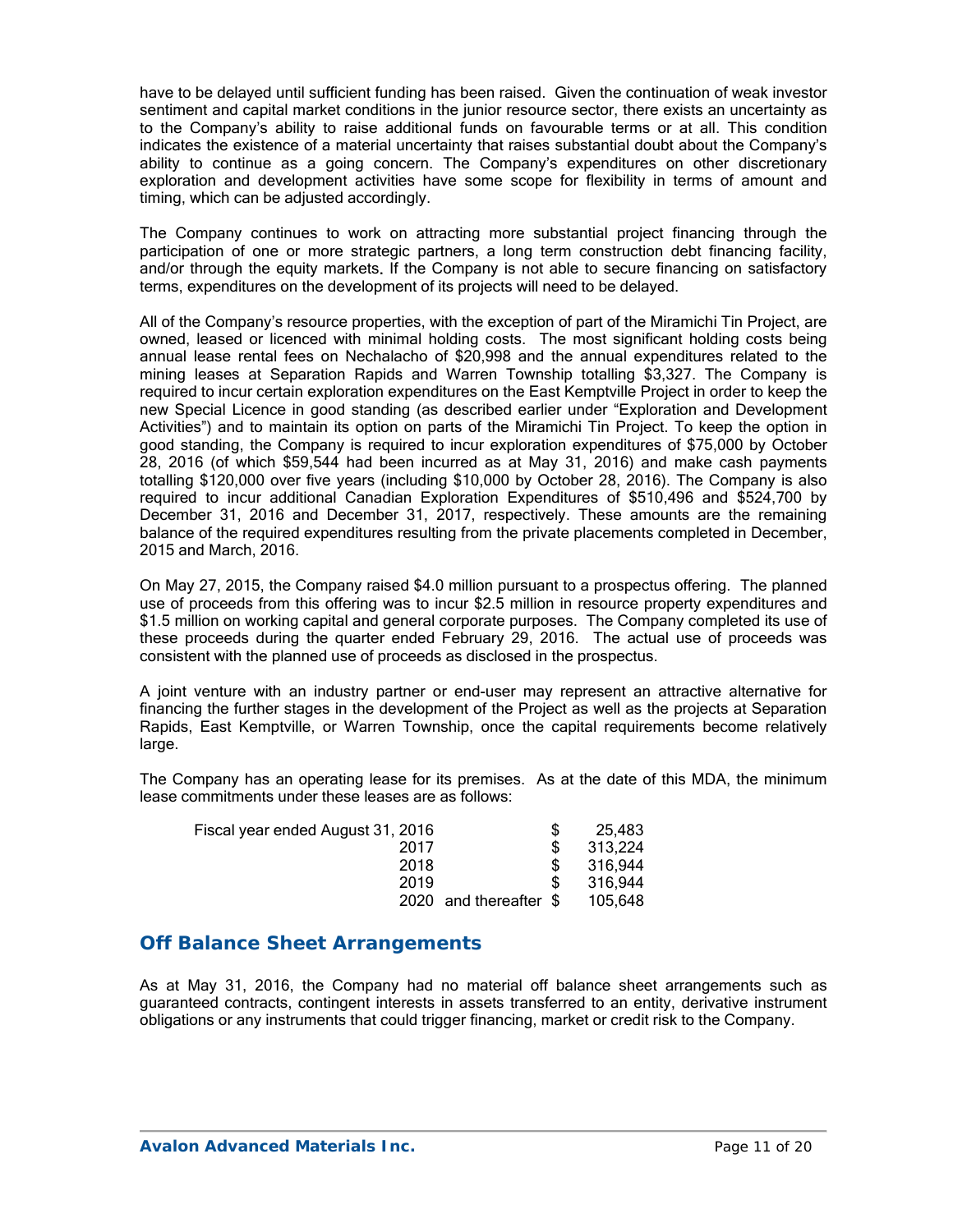have to be delayed until sufficient funding has been raised. Given the continuation of weak investor sentiment and capital market conditions in the junior resource sector, there exists an uncertainty as to the Company's ability to raise additional funds on favourable terms or at all. This condition indicates the existence of a material uncertainty that raises substantial doubt about the Company's ability to continue as a going concern. The Company's expenditures on other discretionary exploration and development activities have some scope for flexibility in terms of amount and timing, which can be adjusted accordingly.

The Company continues to work on attracting more substantial project financing through the participation of one or more strategic partners, a long term construction debt financing facility, and/or through the equity markets. If the Company is not able to secure financing on satisfactory terms, expenditures on the development of its projects will need to be delayed.

All of the Company's resource properties, with the exception of part of the Miramichi Tin Project, are owned, leased or licenced with minimal holding costs. The most significant holding costs being annual lease rental fees on Nechalacho of $20,998 and the annual expenditures related to the mining leases at Separation Rapids and Warren Township totalling $3,327. The Company is required to incur certain exploration expenditures on the East Kemptville Project in order to keep the new Special Licence in good standing (as described earlier under "Exploration and Development Activities") and to maintain its option on parts of the Miramichi Tin Project. To keep the option in good standing, the Company is required to incur exploration expenditures of $75,000 by October 28, 2016 (of which $59,544 had been incurred as at May 31, 2016) and make cash payments totalling $120,000 over five years (including $10,000 by October 28, 2016). The Company is also required to incur additional Canadian Exploration Expenditures of $510,496 and $524,700 by December 31, 2016 and December 31, 2017, respectively. These amounts are the remaining balance of the required expenditures resulting from the private placements completed in December, 2015 and March, 2016.

On May 27, 2015, the Company raised $4.0 million pursuant to a prospectus offering. The planned use of proceeds from this offering was to incur $2.5 million in resource property expenditures and $1.5 million on working capital and general corporate purposes. The Company completed its use of these proceeds during the quarter ended February 29, 2016. The actual use of proceeds was consistent with the planned use of proceeds as disclosed in the prospectus.

A joint venture with an industry partner or end-user may represent an attractive alternative for financing the further stages in the development of the Project as well as the projects at Separation Rapids, East Kemptville, or Warren Township, once the capital requirements become relatively large.

The Company has an operating lease for its premises. As at the date of this MDA, the minimum lease commitments under these leases are as follows:

| | | |
|---|---|---|
| Fiscal year ended August 31, 2016 | $ | 25,483 |
| 2017 | $ | 313,224 |
| 2018 | $ | 316,944 |
| 2019 | $ | 316,944 |
| 2020 and thereafter | $ | 105,648 |

## Off Balance Sheet Arrangements

As at May 31, 2016, the Company had no material off balance sheet arrangements such as guaranteed contracts, contingent interests in assets transferred to an entity, derivative instrument obligations or any instruments that could trigger financing, market or credit risk to the Company.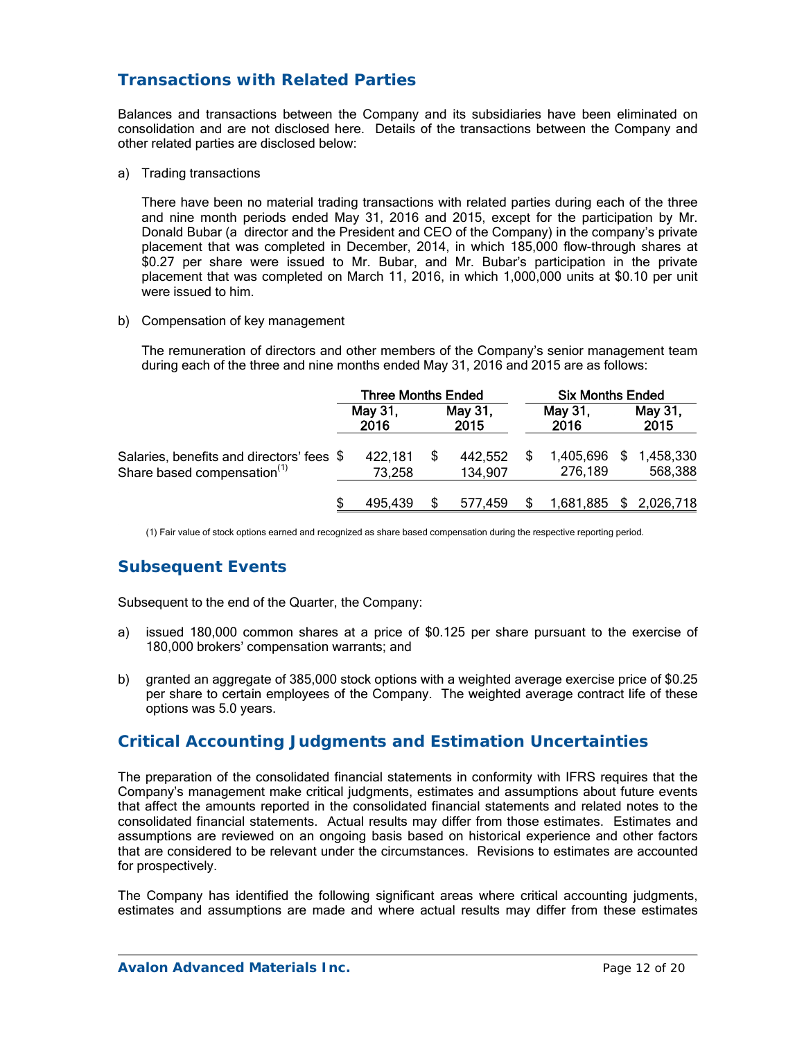## Transactions with Related Parties

Balances and transactions between the Company and its subsidiaries have been eliminated on consolidation and are not disclosed here. Details of the transactions between the Company and other related parties are disclosed below:

a) Trading transactions

There have been no material trading transactions with related parties during each of the three and nine month periods ended May 31, 2016 and 2015, except for the participation by Mr. Donald Bubar (a director and the President and CEO of the Company) in the company's private placement that was completed in December, 2014, in which 185,000 flow-through shares at \$0.27 per share were issued to Mr. Bubar, and Mr. Bubar's participation in the private placement that was completed on March 11, 2016, in which 1,000,000 units at \$0.10 per unit were issued to him.

b) Compensation of key management

The remuneration of directors and other members of the Company's senior management team during each of the three and nine months ended May 31, 2016 and 2015 are as follows:

| | Three Months Ended | | Six Months Ended | |
|---|---|---|---|---|
| | May 31, 2016 | May 31, 2015 | May 31, 2016 | May 31, 2015 |
| Salaries, benefits and directors' fees | \$ 422,181 | \$ 442,552 | \$ 1,405,696 | \$ 1,458,330 |
| Share based compensation[1] | 73,258 | 134,907 | 276,189 | 568,388 |
| | \$ 495,439 | \$ 577,459 | \$ 1,681,885 | \$ 2,026,718 |

(1) Fair value of stock options earned and recognized as share based compensation during the respective reporting period.

## Subsequent Events

Subsequent to the end of the Quarter, the Company:

a) issued 180,000 common shares at a price of \$0.125 per share pursuant to the exercise of 180,000 brokers' compensation warrants; and

b) granted an aggregate of 385,000 stock options with a weighted average exercise price of \$0.25 per share to certain employees of the Company. The weighted average contract life of these options was 5.0 years.

## Critical Accounting Judgments and Estimation Uncertainties

The preparation of the consolidated financial statements in conformity with IFRS requires that the Company's management make critical judgments, estimates and assumptions about future events that affect the amounts reported in the consolidated financial statements and related notes to the consolidated financial statements. Actual results may differ from those estimates. Estimates and assumptions are reviewed on an ongoing basis based on historical experience and other factors that are considered to be relevant under the circumstances. Revisions to estimates are accounted for prospectively.

The Company has identified the following significant areas where critical accounting judgments, estimates and assumptions are made and where actual results may differ from these estimates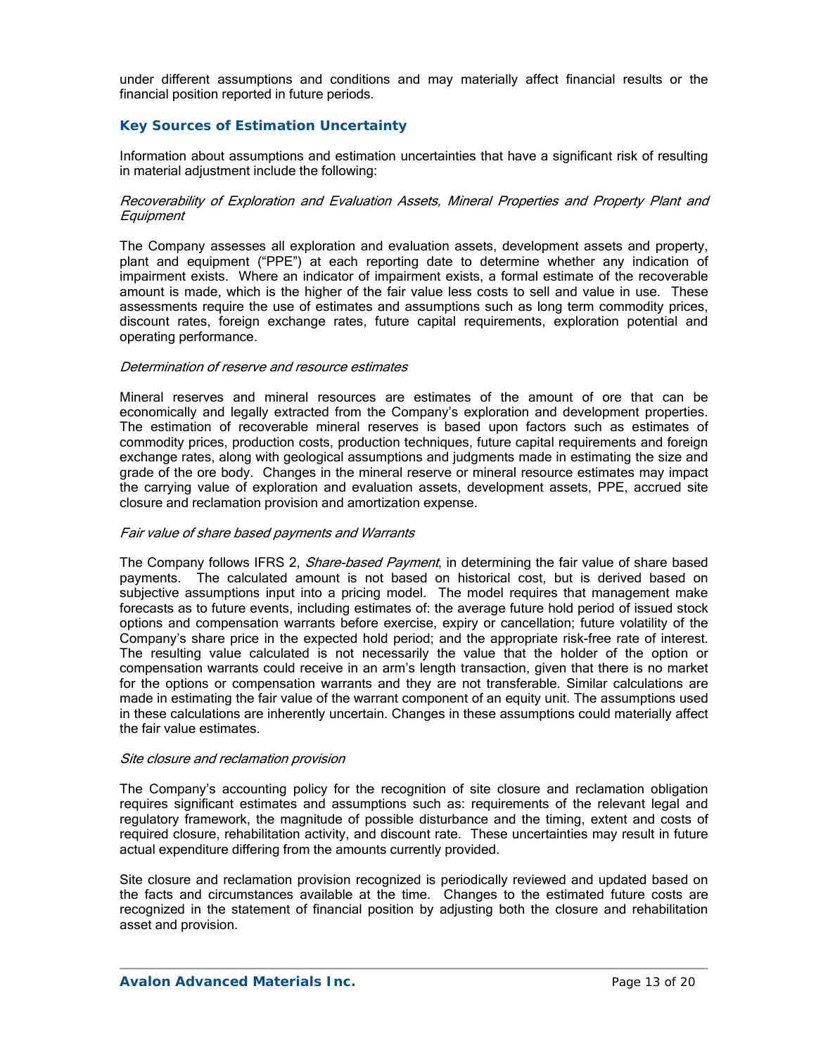under different assumptions and conditions and may materially affect financial results or the financial position reported in future periods.

## Key Sources of Estimation Uncertainty

Information about assumptions and estimation uncertainties that have a significant risk of resulting in material adjustment include the following:

*Recoverability of Exploration and Evaluation Assets, Mineral Properties and Property Plant and Equipment*

The Company assesses all exploration and evaluation assets, development assets and property, plant and equipment ("PPE") at each reporting date to determine whether any indication of impairment exists. Where an indicator of impairment exists, a formal estimate of the recoverable amount is made, which is the higher of the fair value less costs to sell and value in use. These assessments require the use of estimates and assumptions such as long term commodity prices, discount rates, foreign exchange rates, future capital requirements, exploration potential and operating performance.

*Determination of reserve and resource estimates*

Mineral reserves and mineral resources are estimates of the amount of ore that can be economically and legally extracted from the Company's exploration and development properties. The estimation of recoverable mineral reserves is based upon factors such as estimates of commodity prices, production costs, production techniques, future capital requirements and foreign exchange rates, along with geological assumptions and judgments made in estimating the size and grade of the ore body. Changes in the mineral reserve or mineral resource estimates may impact the carrying value of exploration and evaluation assets, development assets, PPE, accrued site closure and reclamation provision and amortization expense.

*Fair value of share based payments and Warrants*

The Company follows IFRS 2, *Share-based Payment*, in determining the fair value of share based payments. The calculated amount is not based on historical cost, but is derived based on subjective assumptions input into a pricing model. The model requires that management make forecasts as to future events, including estimates of: the average future hold period of issued stock options and compensation warrants before exercise, expiry or cancellation; future volatility of the Company's share price in the expected hold period; and the appropriate risk-free rate of interest. The resulting value calculated is not necessarily the value that the holder of the option or compensation warrants could receive in an arm's length transaction, given that there is no market for the options or compensation warrants and they are not transferable. Similar calculations are made in estimating the fair value of the warrant component of an equity unit. The assumptions used in these calculations are inherently uncertain. Changes in these assumptions could materially affect the fair value estimates.

*Site closure and reclamation provision*

The Company's accounting policy for the recognition of site closure and reclamation obligation requires significant estimates and assumptions such as: requirements of the relevant legal and regulatory framework, the magnitude of possible disturbance and the timing, extent and costs of required closure, rehabilitation activity, and discount rate. These uncertainties may result in future actual expenditure differing from the amounts currently provided.

Site closure and reclamation provision recognized is periodically reviewed and updated based on the facts and circumstances available at the time. Changes to the estimated future costs are recognized in the statement of financial position by adjusting both the closure and rehabilitation asset and provision.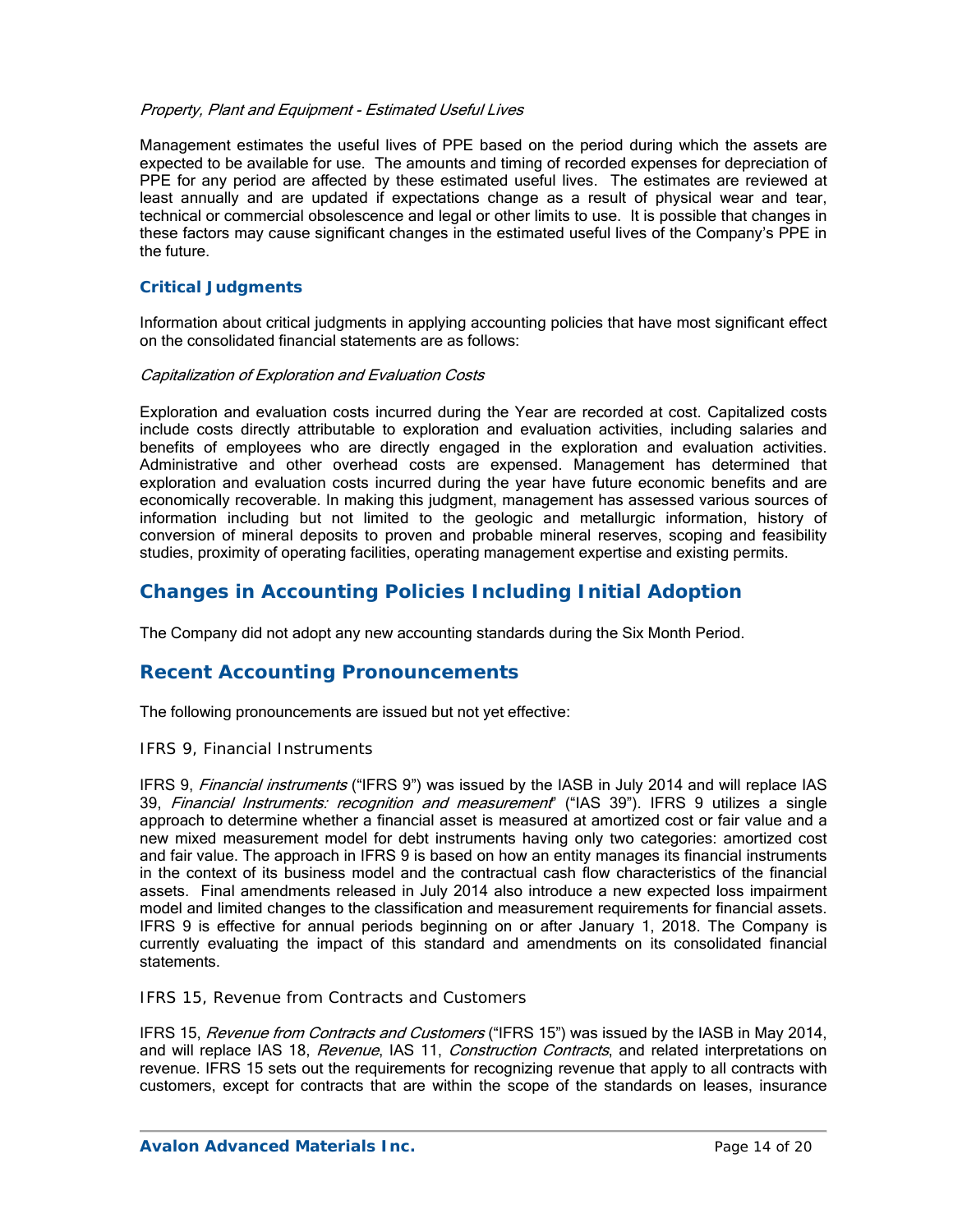*Property, Plant and Equipment - Estimated Useful Lives*

Management estimates the useful lives of PPE based on the period during which the assets are expected to be available for use. The amounts and timing of recorded expenses for depreciation of PPE for any period are affected by these estimated useful lives. The estimates are reviewed at least annually and are updated if expectations change as a result of physical wear and tear, technical or commercial obsolescence and legal or other limits to use. It is possible that changes in these factors may cause significant changes in the estimated useful lives of the Company's PPE in the future.

### Critical Judgments

Information about critical judgments in applying accounting policies that have most significant effect on the consolidated financial statements are as follows:

*Capitalization of Exploration and Evaluation Costs*

Exploration and evaluation costs incurred during the Year are recorded at cost. Capitalized costs include costs directly attributable to exploration and evaluation activities, including salaries and benefits of employees who are directly engaged in the exploration and evaluation activities. Administrative and other overhead costs are expensed. Management has determined that exploration and evaluation costs incurred during the year have future economic benefits and are economically recoverable. In making this judgment, management has assessed various sources of information including but not limited to the geologic and metallurgic information, history of conversion of mineral deposits to proven and probable mineral reserves, scoping and feasibility studies, proximity of operating facilities, operating management expertise and existing permits.

## Changes in Accounting Policies Including Initial Adoption

The Company did not adopt any new accounting standards during the Six Month Period.

## Recent Accounting Pronouncements

The following pronouncements are issued but not yet effective:

#### IFRS 9, Financial Instruments

IFRS 9, *Financial instruments* ("IFRS 9") was issued by the IASB in July 2014 and will replace IAS 39, *Financial Instruments: recognition and measurement*" ("IAS 39"). IFRS 9 utilizes a single approach to determine whether a financial asset is measured at amortized cost or fair value and a new mixed measurement model for debt instruments having only two categories: amortized cost and fair value. The approach in IFRS 9 is based on how an entity manages its financial instruments in the context of its business model and the contractual cash flow characteristics of the financial assets. Final amendments released in July 2014 also introduce a new expected loss impairment model and limited changes to the classification and measurement requirements for financial assets. IFRS 9 is effective for annual periods beginning on or after January 1, 2018. The Company is currently evaluating the impact of this standard and amendments on its consolidated financial statements.

#### IFRS 15, Revenue from Contracts and Customers

IFRS 15, *Revenue from Contracts and Customers* ("IFRS 15") was issued by the IASB in May 2014, and will replace IAS 18, *Revenue*, IAS 11, *Construction Contracts*, and related interpretations on revenue. IFRS 15 sets out the requirements for recognizing revenue that apply to all contracts with customers, except for contracts that are within the scope of the standards on leases, insurance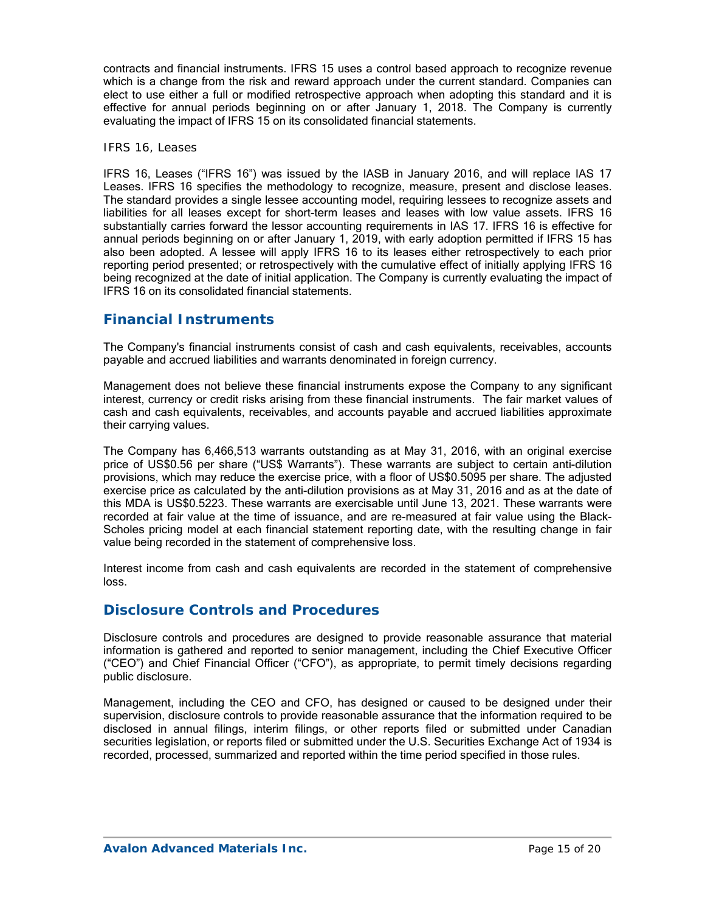contracts and financial instruments. IFRS 15 uses a control based approach to recognize revenue which is a change from the risk and reward approach under the current standard. Companies can elect to use either a full or modified retrospective approach when adopting this standard and it is effective for annual periods beginning on or after January 1, 2018. The Company is currently evaluating the impact of IFRS 15 on its consolidated financial statements.

*IFRS 16, Leases*

IFRS 16, Leases ("IFRS 16") was issued by the IASB in January 2016, and will replace IAS 17 Leases. IFRS 16 specifies the methodology to recognize, measure, present and disclose leases. The standard provides a single lessee accounting model, requiring lessees to recognize assets and liabilities for all leases except for short-term leases and leases with low value assets. IFRS 16 substantially carries forward the lessor accounting requirements in IAS 17. IFRS 16 is effective for annual periods beginning on or after January 1, 2019, with early adoption permitted if IFRS 15 has also been adopted. A lessee will apply IFRS 16 to its leases either retrospectively to each prior reporting period presented; or retrospectively with the cumulative effect of initially applying IFRS 16 being recognized at the date of initial application. The Company is currently evaluating the impact of IFRS 16 on its consolidated financial statements.

## Financial Instruments

The Company's financial instruments consist of cash and cash equivalents, receivables, accounts payable and accrued liabilities and warrants denominated in foreign currency.

Management does not believe these financial instruments expose the Company to any significant interest, currency or credit risks arising from these financial instruments. The fair market values of cash and cash equivalents, receivables, and accounts payable and accrued liabilities approximate their carrying values.

The Company has 6,466,513 warrants outstanding as at May 31, 2016, with an original exercise price of US$0.56 per share ("US$ Warrants"). These warrants are subject to certain anti-dilution provisions, which may reduce the exercise price, with a floor of US$0.5095 per share. The adjusted exercise price as calculated by the anti-dilution provisions as at May 31, 2016 and as at the date of this MDA is US$0.5223. These warrants are exercisable until June 13, 2021. These warrants were recorded at fair value at the time of issuance, and are re-measured at fair value using the Black-Scholes pricing model at each financial statement reporting date, with the resulting change in fair value being recorded in the statement of comprehensive loss.

Interest income from cash and cash equivalents are recorded in the statement of comprehensive loss.

## Disclosure Controls and Procedures

Disclosure controls and procedures are designed to provide reasonable assurance that material information is gathered and reported to senior management, including the Chief Executive Officer ("CEO") and Chief Financial Officer ("CFO"), as appropriate, to permit timely decisions regarding public disclosure.

Management, including the CEO and CFO, has designed or caused to be designed under their supervision, disclosure controls to provide reasonable assurance that the information required to be disclosed in annual filings, interim filings, or other reports filed or submitted under Canadian securities legislation, or reports filed or submitted under the U.S. Securities Exchange Act of 1934 is recorded, processed, summarized and reported within the time period specified in those rules.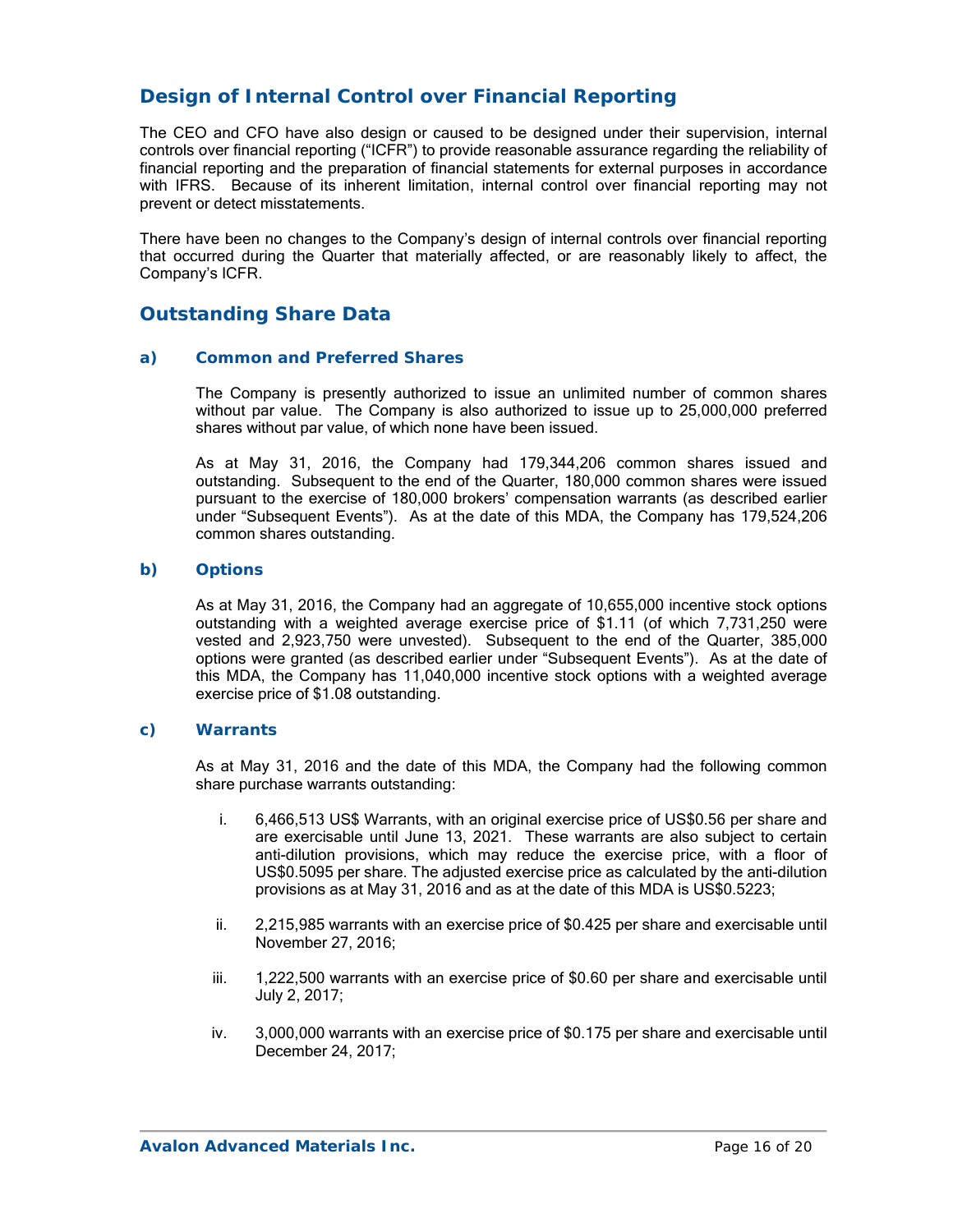## Design of Internal Control over Financial Reporting

The CEO and CFO have also design or caused to be designed under their supervision, internal controls over financial reporting ("ICFR") to provide reasonable assurance regarding the reliability of financial reporting and the preparation of financial statements for external purposes in accordance with IFRS. Because of its inherent limitation, internal control over financial reporting may not prevent or detect misstatements.

There have been no changes to the Company's design of internal controls over financial reporting that occurred during the Quarter that materially affected, or are reasonably likely to affect, the Company's ICFR.

## Outstanding Share Data

### a) Common and Preferred Shares

The Company is presently authorized to issue an unlimited number of common shares without par value. The Company is also authorized to issue up to 25,000,000 preferred shares without par value, of which none have been issued.

As at May 31, 2016, the Company had 179,344,206 common shares issued and outstanding. Subsequent to the end of the Quarter, 180,000 common shares were issued pursuant to the exercise of 180,000 brokers' compensation warrants (as described earlier under "Subsequent Events"). As at the date of this MDA, the Company has 179,524,206 common shares outstanding.

### b) Options

As at May 31, 2016, the Company had an aggregate of 10,655,000 incentive stock options outstanding with a weighted average exercise price of $1.11 (of which 7,731,250 were vested and 2,923,750 were unvested). Subsequent to the end of the Quarter, 385,000 options were granted (as described earlier under "Subsequent Events"). As at the date of this MDA, the Company has 11,040,000 incentive stock options with a weighted average exercise price of $1.08 outstanding.

### c) Warrants

As at May 31, 2016 and the date of this MDA, the Company had the following common share purchase warrants outstanding:

i. 6,466,513 US$ Warrants, with an original exercise price of US$0.56 per share and are exercisable until June 13, 2021. These warrants are also subject to certain anti-dilution provisions, which may reduce the exercise price, with a floor of US$0.5095 per share. The adjusted exercise price as calculated by the anti-dilution provisions as at May 31, 2016 and as at the date of this MDA is US$0.5223;

ii. 2,215,985 warrants with an exercise price of $0.425 per share and exercisable until November 27, 2016;

iii. 1,222,500 warrants with an exercise price of $0.60 per share and exercisable until July 2, 2017;

iv. 3,000,000 warrants with an exercise price of $0.175 per share and exercisable until December 24, 2017;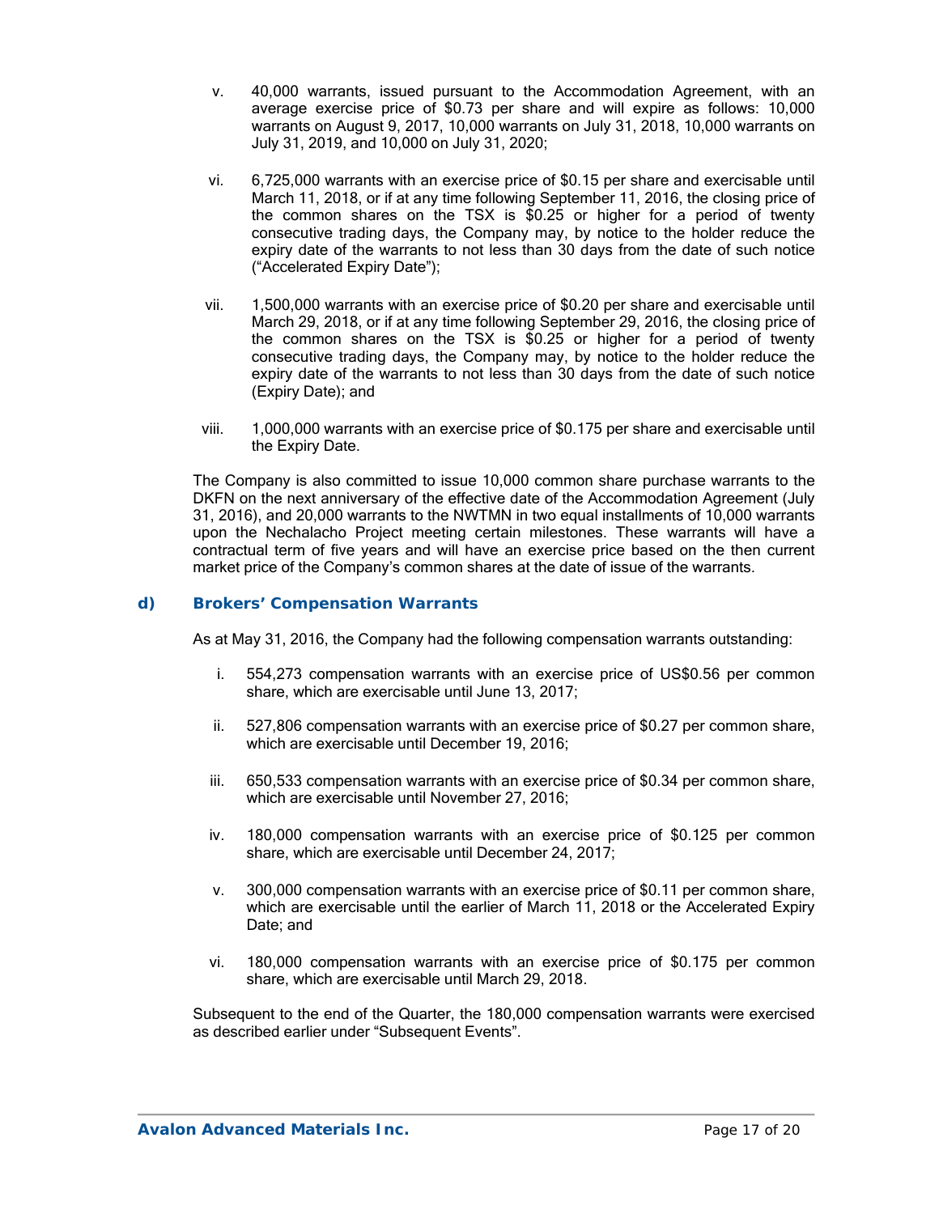v. 40,000 warrants, issued pursuant to the Accommodation Agreement, with an average exercise price of $0.73 per share and will expire as follows: 10,000 warrants on August 9, 2017, 10,000 warrants on July 31, 2018, 10,000 warrants on July 31, 2019, and 10,000 on July 31, 2020;

vi. 6,725,000 warrants with an exercise price of $0.15 per share and exercisable until March 11, 2018, or if at any time following September 11, 2016, the closing price of the common shares on the TSX is $0.25 or higher for a period of twenty consecutive trading days, the Company may, by notice to the holder reduce the expiry date of the warrants to not less than 30 days from the date of such notice ("Accelerated Expiry Date");

vii. 1,500,000 warrants with an exercise price of $0.20 per share and exercisable until March 29, 2018, or if at any time following September 29, 2016, the closing price of the common shares on the TSX is $0.25 or higher for a period of twenty consecutive trading days, the Company may, by notice to the holder reduce the expiry date of the warrants to not less than 30 days from the date of such notice (Expiry Date); and

viii. 1,000,000 warrants with an exercise price of $0.175 per share and exercisable until the Expiry Date.

The Company is also committed to issue 10,000 common share purchase warrants to the DKFN on the next anniversary of the effective date of the Accommodation Agreement (July 31, 2016), and 20,000 warrants to the NWTMN in two equal installments of 10,000 warrants upon the Nechalacho Project meeting certain milestones. These warrants will have a contractual term of five years and will have an exercise price based on the then current market price of the Company's common shares at the date of issue of the warrants.

### d) Brokers' Compensation Warrants

As at May 31, 2016, the Company had the following compensation warrants outstanding:

i. 554,273 compensation warrants with an exercise price of US$0.56 per common share, which are exercisable until June 13, 2017;

ii. 527,806 compensation warrants with an exercise price of $0.27 per common share, which are exercisable until December 19, 2016;

iii. 650,533 compensation warrants with an exercise price of $0.34 per common share, which are exercisable until November 27, 2016;

iv. 180,000 compensation warrants with an exercise price of $0.125 per common share, which are exercisable until December 24, 2017;

v. 300,000 compensation warrants with an exercise price of $0.11 per common share, which are exercisable until the earlier of March 11, 2018 or the Accelerated Expiry Date; and

vi. 180,000 compensation warrants with an exercise price of $0.175 per common share, which are exercisable until March 29, 2018.

Subsequent to the end of the Quarter, the 180,000 compensation warrants were exercised as described earlier under "Subsequent Events".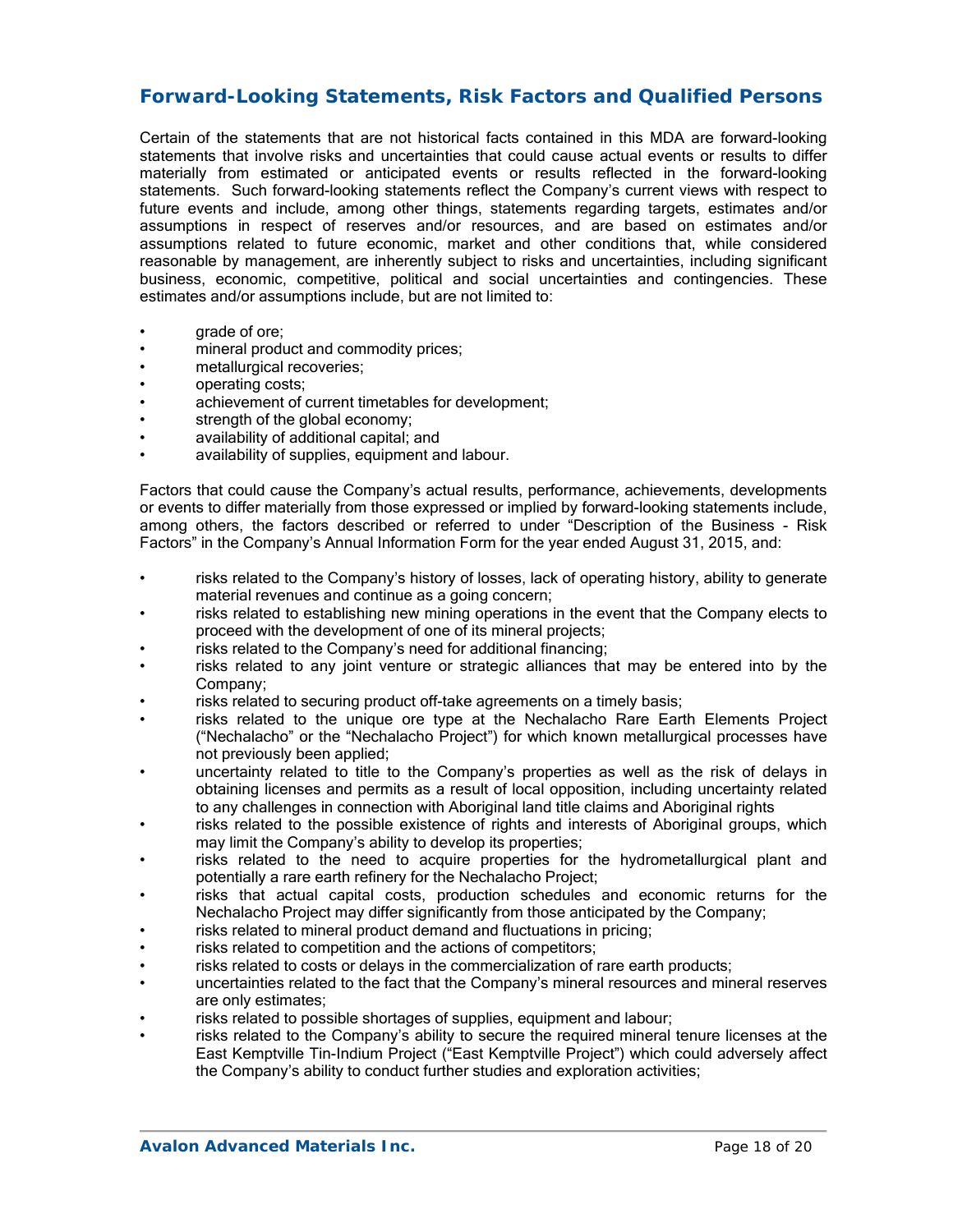## Forward-Looking Statements, Risk Factors and Qualified Persons

Certain of the statements that are not historical facts contained in this MDA are forward-looking statements that involve risks and uncertainties that could cause actual events or results to differ materially from estimated or anticipated events or results reflected in the forward-looking statements. Such forward-looking statements reflect the Company's current views with respect to future events and include, among other things, statements regarding targets, estimates and/or assumptions in respect of reserves and/or resources, and are based on estimates and/or assumptions related to future economic, market and other conditions that, while considered reasonable by management, are inherently subject to risks and uncertainties, including significant business, economic, competitive, political and social uncertainties and contingencies. These estimates and/or assumptions include, but are not limited to:

- grade of ore;
- mineral product and commodity prices;
- metallurgical recoveries;
- operating costs;
- achievement of current timetables for development;
- strength of the global economy;
- availability of additional capital; and
- availability of supplies, equipment and labour.

Factors that could cause the Company's actual results, performance, achievements, developments or events to differ materially from those expressed or implied by forward-looking statements include, among others, the factors described or referred to under "Description of the Business - Risk Factors" in the Company's Annual Information Form for the year ended August 31, 2015, and:

- risks related to the Company's history of losses, lack of operating history, ability to generate material revenues and continue as a going concern;
- risks related to establishing new mining operations in the event that the Company elects to proceed with the development of one of its mineral projects;
- risks related to the Company's need for additional financing;
- risks related to any joint venture or strategic alliances that may be entered into by the Company;
- risks related to securing product off-take agreements on a timely basis;
- risks related to the unique ore type at the Nechalacho Rare Earth Elements Project ("Nechalacho" or the "Nechalacho Project") for which known metallurgical processes have not previously been applied;
- uncertainty related to title to the Company's properties as well as the risk of delays in obtaining licenses and permits as a result of local opposition, including uncertainty related to any challenges in connection with Aboriginal land title claims and Aboriginal rights
- risks related to the possible existence of rights and interests of Aboriginal groups, which may limit the Company's ability to develop its properties;
- risks related to the need to acquire properties for the hydrometallurgical plant and potentially a rare earth refinery for the Nechalacho Project;
- risks that actual capital costs, production schedules and economic returns for the Nechalacho Project may differ significantly from those anticipated by the Company;
- risks related to mineral product demand and fluctuations in pricing;
- risks related to competition and the actions of competitors;
- risks related to costs or delays in the commercialization of rare earth products;
- uncertainties related to the fact that the Company's mineral resources and mineral reserves are only estimates;
- risks related to possible shortages of supplies, equipment and labour;
- risks related to the Company's ability to secure the required mineral tenure licenses at the East Kemptville Tin-Indium Project ("East Kemptville Project") which could adversely affect the Company's ability to conduct further studies and exploration activities;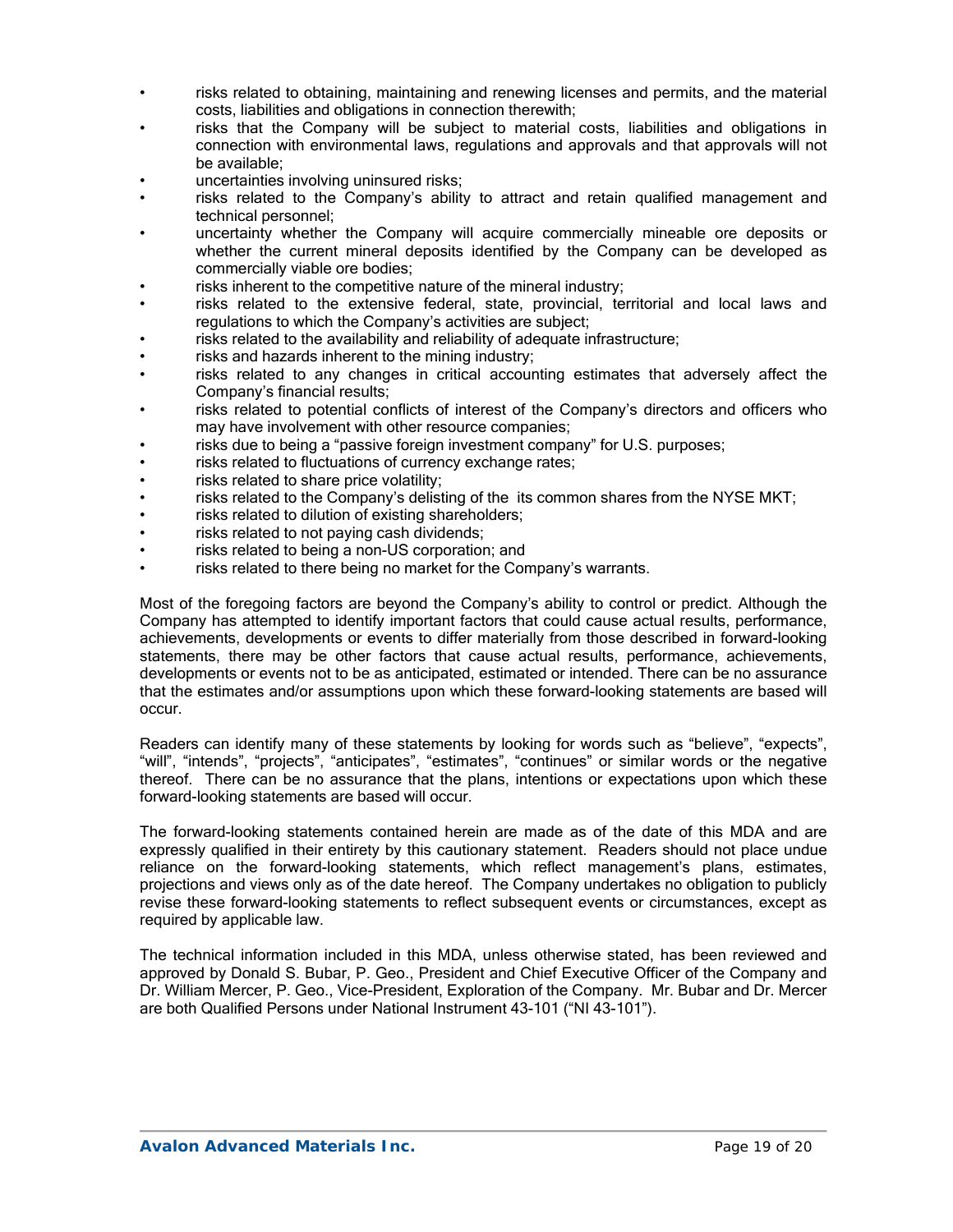- risks related to obtaining, maintaining and renewing licenses and permits, and the material costs, liabilities and obligations in connection therewith;
- risks that the Company will be subject to material costs, liabilities and obligations in connection with environmental laws, regulations and approvals and that approvals will not be available;
- uncertainties involving uninsured risks;
- risks related to the Company's ability to attract and retain qualified management and technical personnel;
- uncertainty whether the Company will acquire commercially mineable ore deposits or whether the current mineral deposits identified by the Company can be developed as commercially viable ore bodies;
- risks inherent to the competitive nature of the mineral industry;
- risks related to the extensive federal, state, provincial, territorial and local laws and regulations to which the Company's activities are subject;
- risks related to the availability and reliability of adequate infrastructure;
- risks and hazards inherent to the mining industry;
- risks related to any changes in critical accounting estimates that adversely affect the Company's financial results;
- risks related to potential conflicts of interest of the Company's directors and officers who may have involvement with other resource companies;
- risks due to being a "passive foreign investment company" for U.S. purposes;
- risks related to fluctuations of currency exchange rates;
- risks related to share price volatility;
- risks related to the Company's delisting of the its common shares from the NYSE MKT;
- risks related to dilution of existing shareholders;
- risks related to not paying cash dividends;
- risks related to being a non-US corporation; and
- risks related to there being no market for the Company's warrants.

Most of the foregoing factors are beyond the Company's ability to control or predict. Although the Company has attempted to identify important factors that could cause actual results, performance, achievements, developments or events to differ materially from those described in forward-looking statements, there may be other factors that cause actual results, performance, achievements, developments or events not to be as anticipated, estimated or intended. There can be no assurance that the estimates and/or assumptions upon which these forward-looking statements are based will occur.

Readers can identify many of these statements by looking for words such as "believe", "expects", "will", "intends", "projects", "anticipates", "estimates", "continues" or similar words or the negative thereof. There can be no assurance that the plans, intentions or expectations upon which these forward-looking statements are based will occur.

The forward-looking statements contained herein are made as of the date of this MDA and are expressly qualified in their entirety by this cautionary statement. Readers should not place undue reliance on the forward-looking statements, which reflect management's plans, estimates, projections and views only as of the date hereof. The Company undertakes no obligation to publicly revise these forward-looking statements to reflect subsequent events or circumstances, except as required by applicable law.

The technical information included in this MDA, unless otherwise stated, has been reviewed and approved by Donald S. Bubar, P. Geo., President and Chief Executive Officer of the Company and Dr. William Mercer, P. Geo., Vice-President, Exploration of the Company. Mr. Bubar and Dr. Mercer are both Qualified Persons under National Instrument 43-101 ("NI 43-101").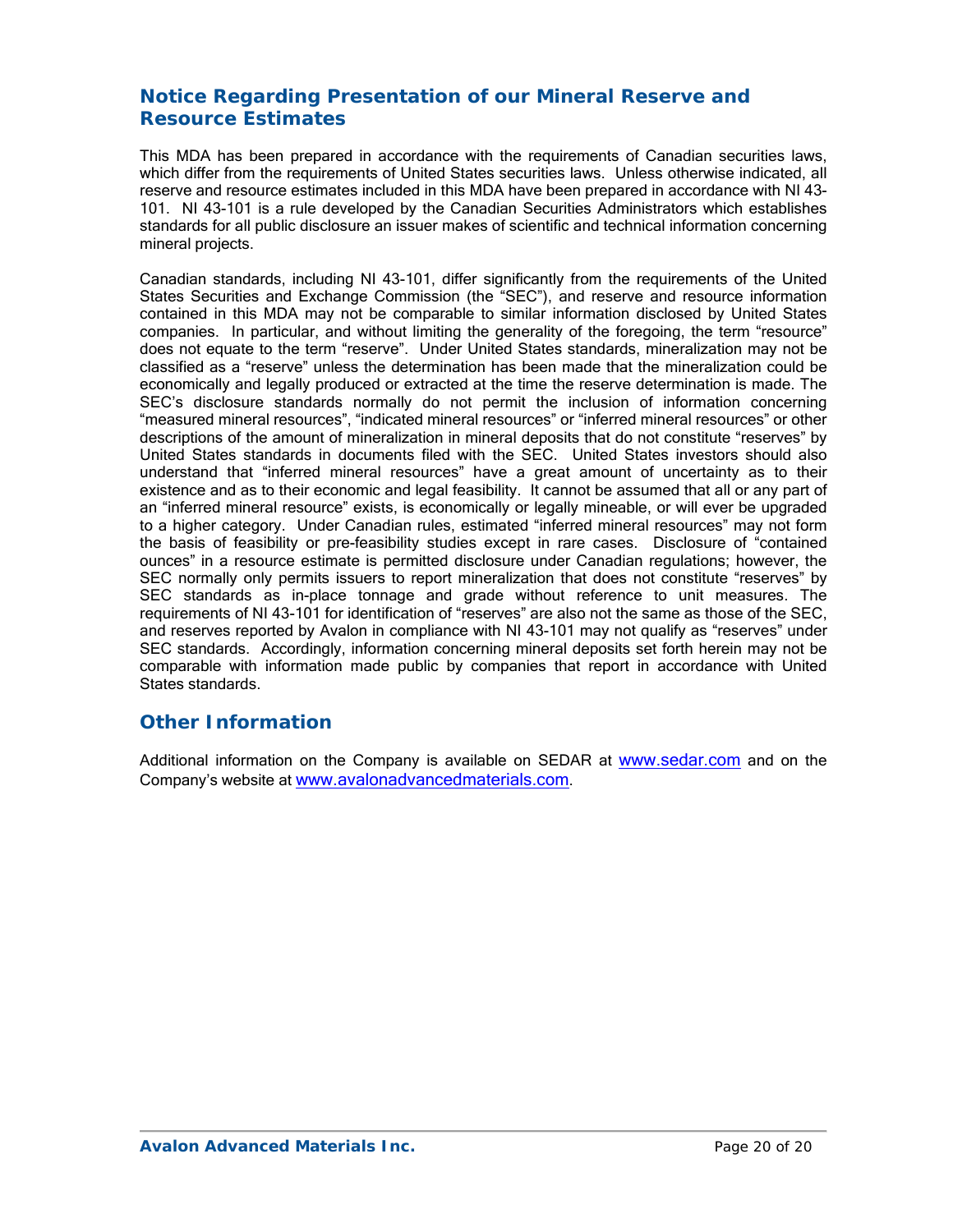## Notice Regarding Presentation of our Mineral Reserve and Resource Estimates

This MDA has been prepared in accordance with the requirements of Canadian securities laws, which differ from the requirements of United States securities laws. Unless otherwise indicated, all reserve and resource estimates included in this MDA have been prepared in accordance with NI 43-101. NI 43-101 is a rule developed by the Canadian Securities Administrators which establishes standards for all public disclosure an issuer makes of scientific and technical information concerning mineral projects.

Canadian standards, including NI 43-101, differ significantly from the requirements of the United States Securities and Exchange Commission (the "SEC"), and reserve and resource information contained in this MDA may not be comparable to similar information disclosed by United States companies. In particular, and without limiting the generality of the foregoing, the term "resource" does not equate to the term "reserve". Under United States standards, mineralization may not be classified as a "reserve" unless the determination has been made that the mineralization could be economically and legally produced or extracted at the time the reserve determination is made. The SEC's disclosure standards normally do not permit the inclusion of information concerning "measured mineral resources", "indicated mineral resources" or "inferred mineral resources" or other descriptions of the amount of mineralization in mineral deposits that do not constitute "reserves" by United States standards in documents filed with the SEC. United States investors should also understand that "inferred mineral resources" have a great amount of uncertainty as to their existence and as to their economic and legal feasibility. It cannot be assumed that all or any part of an "inferred mineral resource" exists, is economically or legally mineable, or will ever be upgraded to a higher category. Under Canadian rules, estimated "inferred mineral resources" may not form the basis of feasibility or pre-feasibility studies except in rare cases. Disclosure of "contained ounces" in a resource estimate is permitted disclosure under Canadian regulations; however, the SEC normally only permits issuers to report mineralization that does not constitute "reserves" by SEC standards as in-place tonnage and grade without reference to unit measures. The requirements of NI 43-101 for identification of "reserves" are also not the same as those of the SEC, and reserves reported by Avalon in compliance with NI 43-101 may not qualify as "reserves" under SEC standards. Accordingly, information concerning mineral deposits set forth herein may not be comparable with information made public by companies that report in accordance with United States standards.

## Other Information

Additional information on the Company is available on SEDAR at www.sedar.com and on the Company's website at www.avalonadvancedmaterials.com.